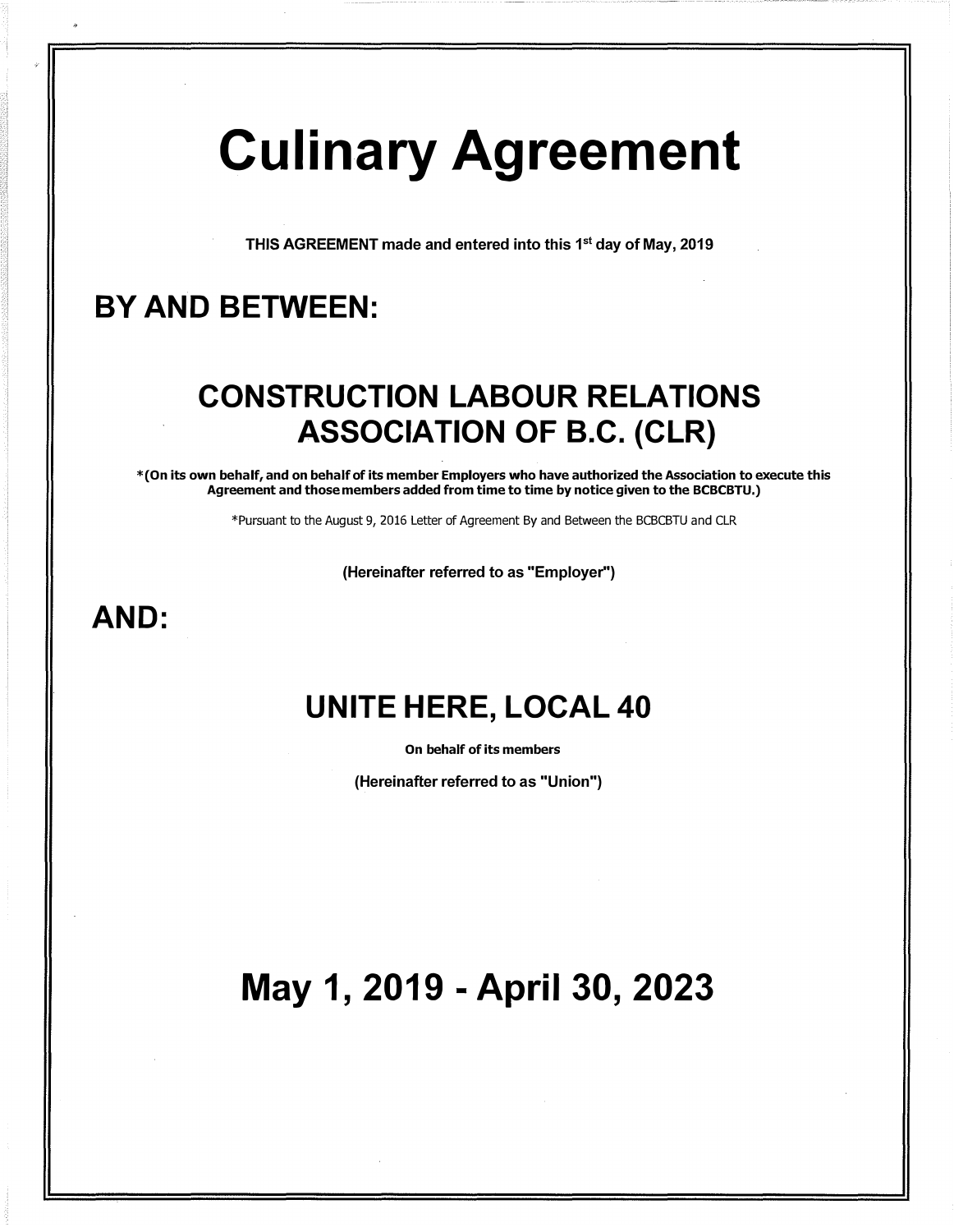# Culinary Agreement

**THIS AGREEMENT made and entered into this 1st day of May, 2019**

## BY AND BETWEEN:

## CONSTRUCTION LABOUR RELATIONS ASSOCIATION OF B.C. (CLR)

**\*(On its own behalf, and on behalf of its member Employers who have authorized the Association to execute this Agreement and those members added from time to time by notice given to the BCBCBTU.)**

\*Pursuant to the August 9, 2016 Letter of Agreement By and Between the BCBCBTU and CLR

**(Hereinafter referred to as "Employer")**

## AND:

## UNITE HERE, LOCAL 40

**On behalf of its members**

**(Hereinafter referred to as "Union")**

# May 1, 2019 - April 30, 2023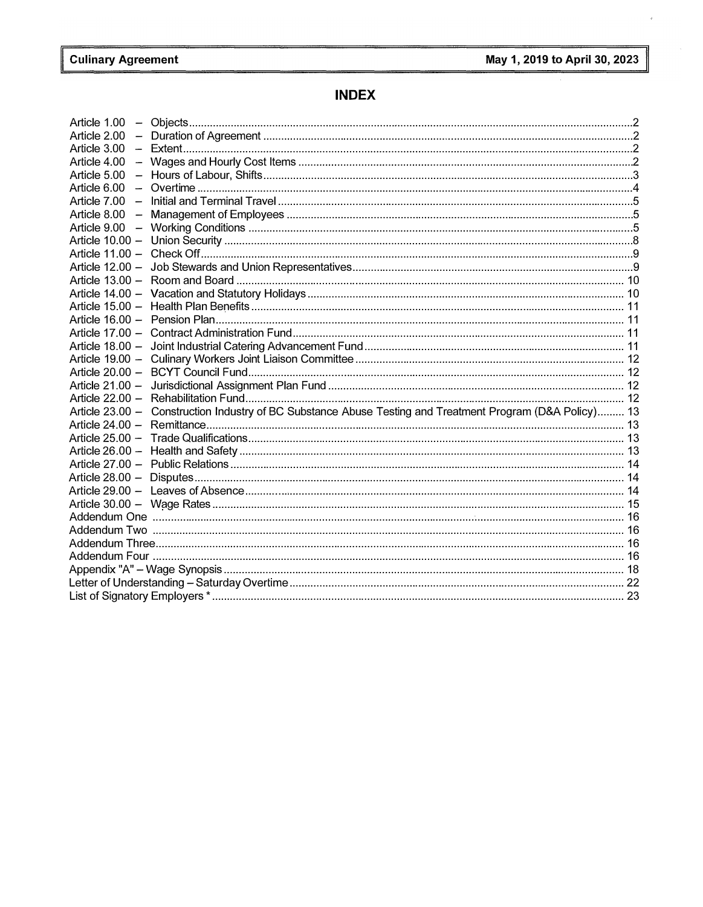# INDEX

| | | |
|---|---|---|
| Article 1.00 – | Objects | 2 |
| Article 2.00 – | Duration of Agreement | 2 |
| Article 3.00 – | Extent | 2 |
| Article 4.00 – | Wages and Hourly Cost Items | 2 |
| Article 5.00 – | Hours of Labour, Shifts | 3 |
| Article 6.00 – | Overtime | 4 |
| Article 7.00 – | Initial and Terminal Travel | 5 |
| Article 8.00 – | Management of Employees | 5 |
| Article 9.00 – | Working Conditions | 5 |
| Article 10.00 – | Union Security | 8 |
| Article 11.00 – | Check Off | 9 |
| Article 12.00 – | Job Stewards and Union Representatives | 9 |
| Article 13.00 – | Room and Board | 10 |
| Article 14.00 – | Vacation and Statutory Holidays | 10 |
| Article 15.00 – | Health Plan Benefits | 11 |
| Article 16.00 – | Pension Plan | 11 |
| Article 17.00 – | Contract Administration Fund | 11 |
| Article 18.00 – | Joint Industrial Catering Advancement Fund | 11 |
| Article 19.00 – | Culinary Workers Joint Liaison Committee | 12 |
| Article 20.00 – | BCYT Council Fund | 12 |
| Article 21.00 – | Jurisdictional Assignment Plan Fund | 12 |
| Article 22.00 – | Rehabilitation Fund | 12 |
| Article 23.00 – | Construction Industry of BC Substance Abuse Testing and Treatment Program (D&A Policy) | 13 |
| Article 24.00 – | Remittance | 13 |
| Article 25.00 – | Trade Qualifications | 13 |
| Article 26.00 – | Health and Safety | 13 |
| Article 27.00 – | Public Relations | 14 |
| Article 28.00 – | Disputes | 14 |
| Article 29.00 – | Leaves of Absence | 14 |
| Article 30.00 – | Wage Rates | 15 |
| Addendum One | | 16 |
| Addendum Two | | 16 |
| Addendum Three | | 16 |
| Addendum Four | | 16 |
| Appendix "A" – Wage Synopsis | | 18 |
| Letter of Understanding – Saturday Overtime | | 22 |
| List of Signatory Employers * | | 23 |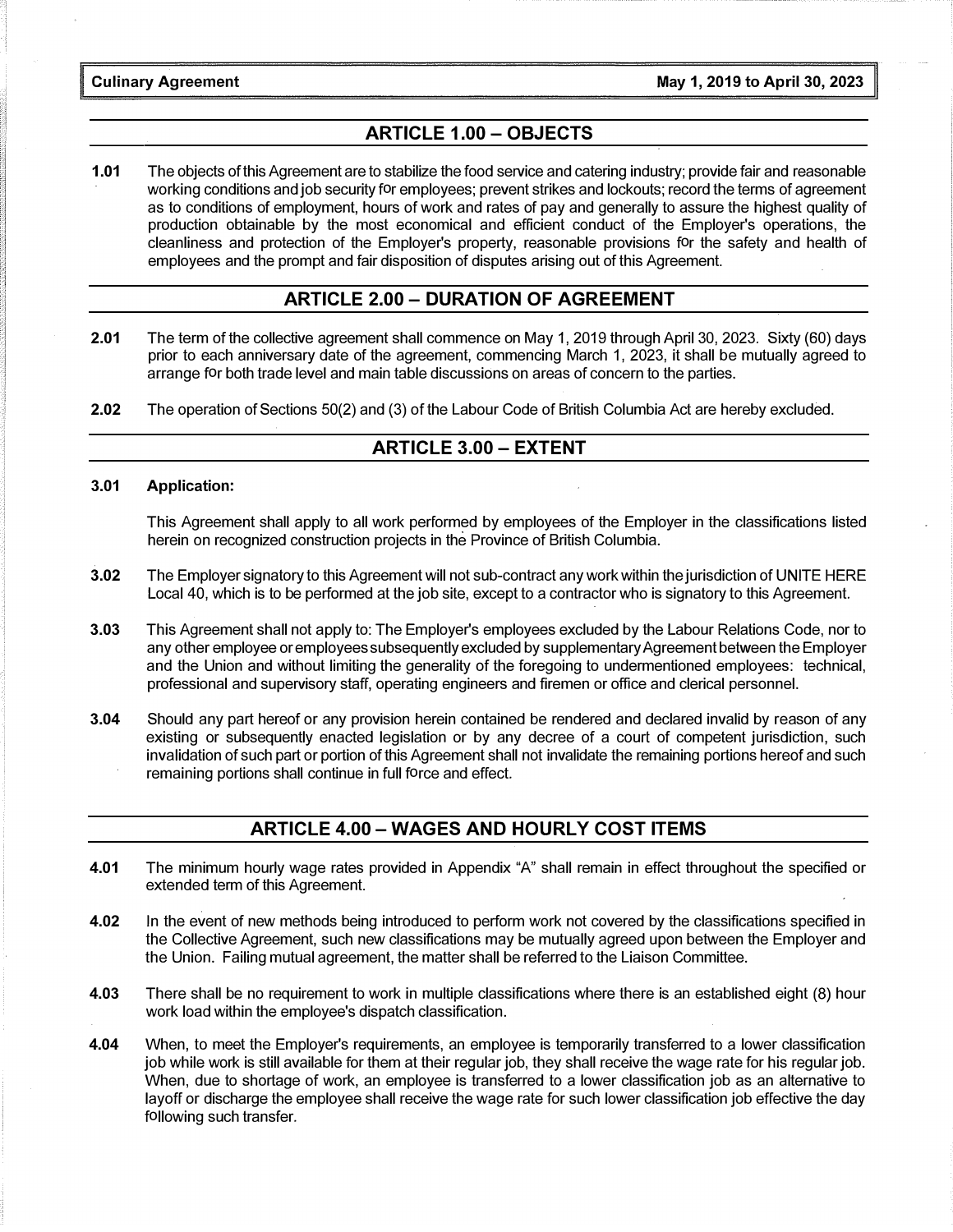## ARTICLE 1.00 – OBJECTS

**1.01** The objects of this Agreement are to stabilize the food service and catering industry; provide fair and reasonable working conditions and job security for employees; prevent strikes and lockouts; record the terms of agreement as to conditions of employment, hours of work and rates of pay and generally to assure the highest quality of production obtainable by the most economical and efficient conduct of the Employer's operations, the cleanliness and protection of the Employer's property, reasonable provisions for the safety and health of employees and the prompt and fair disposition of disputes arising out of this Agreement.

## ARTICLE 2.00 – DURATION OF AGREEMENT

**2.01** The term of the collective agreement shall commence on May 1, 2019 through April 30, 2023. Sixty (60) days prior to each anniversary date of the agreement, commencing March 1, 2023, it shall be mutually agreed to arrange for both trade level and main table discussions on areas of concern to the parties.

**2.02** The operation of Sections 50(2) and (3) of the Labour Code of British Columbia Act are hereby excluded.

## ARTICLE 3.00 – EXTENT

**3.01 Application:**

This Agreement shall apply to all work performed by employees of the Employer in the classifications listed herein on recognized construction projects in the Province of British Columbia.

**3.02** The Employer signatory to this Agreement will not sub-contract any work within the jurisdiction of UNITE HERE Local 40, which is to be performed at the job site, except to a contractor who is signatory to this Agreement.

**3.03** This Agreement shall not apply to: The Employer's employees excluded by the Labour Relations Code, nor to any other employee or employees subsequently excluded by supplementary Agreement between the Employer and the Union and without limiting the generality of the foregoing to undermentioned employees: technical, professional and supervisory staff, operating engineers and firemen or office and clerical personnel.

**3.04** Should any part hereof or any provision herein contained be rendered and declared invalid by reason of any existing or subsequently enacted legislation or by any decree of a court of competent jurisdiction, such invalidation of such part or portion of this Agreement shall not invalidate the remaining portions hereof and such remaining portions shall continue in full force and effect.

## ARTICLE 4.00 – WAGES AND HOURLY COST ITEMS

**4.01** The minimum hourly wage rates provided in Appendix "A" shall remain in effect throughout the specified or extended term of this Agreement.

**4.02** In the event of new methods being introduced to perform work not covered by the classifications specified in the Collective Agreement, such new classifications may be mutually agreed upon between the Employer and the Union. Failing mutual agreement, the matter shall be referred to the Liaison Committee.

**4.03** There shall be no requirement to work in multiple classifications where there is an established eight (8) hour work load within the employee's dispatch classification.

**4.04** When, to meet the Employer's requirements, an employee is temporarily transferred to a lower classification job while work is still available for them at their regular job, they shall receive the wage rate for his regular job. When, due to shortage of work, an employee is transferred to a lower classification job as an alternative to layoff or discharge the employee shall receive the wage rate for such lower classification job effective the day following such transfer.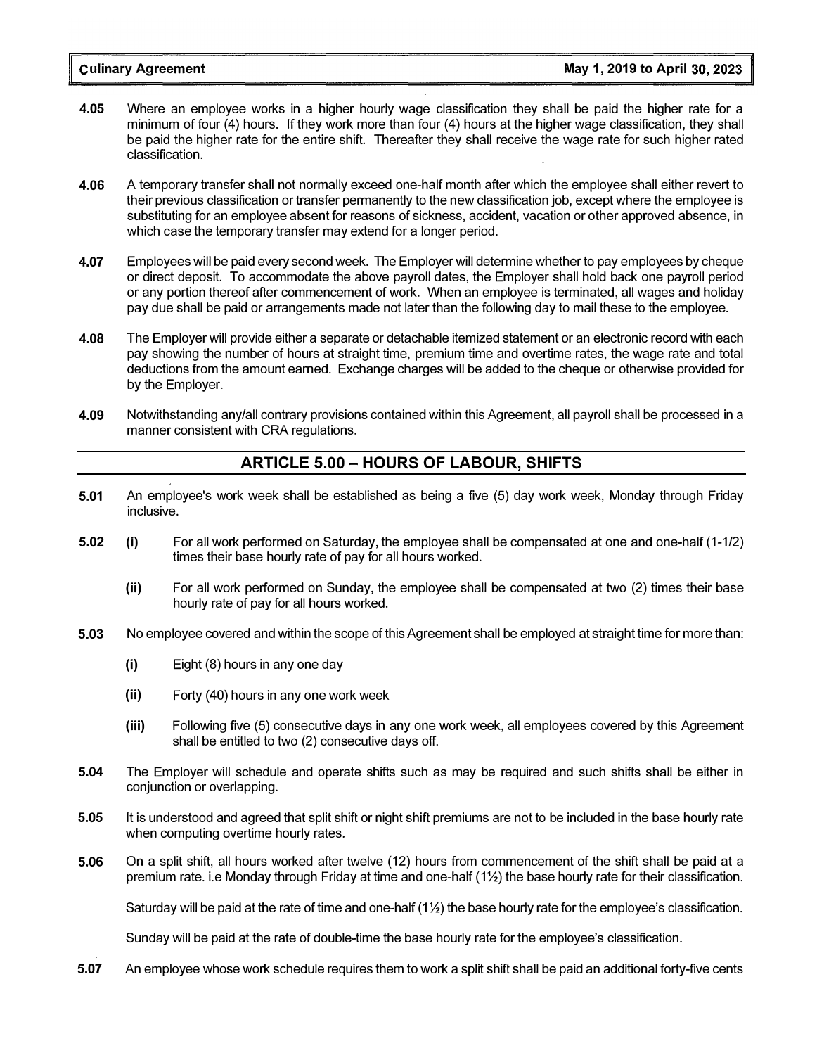**4.05** Where an employee works in a higher hourly wage classification they shall be paid the higher rate for a minimum of four (4) hours. If they work more than four (4) hours at the higher wage classification, they shall be paid the higher rate for the entire shift. Thereafter they shall receive the wage rate for such higher rated classification.

**4.06** A temporary transfer shall not normally exceed one-half month after which the employee shall either revert to their previous classification or transfer permanently to the new classification job, except where the employee is substituting for an employee absent for reasons of sickness, accident, vacation or other approved absence, in which case the temporary transfer may extend for a longer period.

**4.07** Employees will be paid every second week. The Employer will determine whether to pay employees by cheque or direct deposit. To accommodate the above payroll dates, the Employer shall hold back one payroll period or any portion thereof after commencement of work. When an employee is terminated, all wages and holiday pay due shall be paid or arrangements made not later than the following day to mail these to the employee.

**4.08** The Employer will provide either a separate or detachable itemized statement or an electronic record with each pay showing the number of hours at straight time, premium time and overtime rates, the wage rate and total deductions from the amount earned. Exchange charges will be added to the cheque or otherwise provided for by the Employer.

**4.09** Notwithstanding any/all contrary provisions contained within this Agreement, all payroll shall be processed in a manner consistent with CRA regulations.

## ARTICLE 5.00 – HOURS OF LABOUR, SHIFTS

**5.01** An employee's work week shall be established as being a five (5) day work week, Monday through Friday inclusive.

**5.02** **(i)** For all work performed on Saturday, the employee shall be compensated at one and one-half (1-1/2) times their base hourly rate of pay for all hours worked.

**(ii)** For all work performed on Sunday, the employee shall be compensated at two (2) times their base hourly rate of pay for all hours worked.

**5.03** No employee covered and within the scope of this Agreement shall be employed at straight time for more than:

**(i)** Eight (8) hours in any one day

**(ii)** Forty (40) hours in any one work week

**(iii)** Following five (5) consecutive days in any one work week, all employees covered by this Agreement shall be entitled to two (2) consecutive days off.

**5.04** The Employer will schedule and operate shifts such as may be required and such shifts shall be either in conjunction or overlapping.

**5.05** It is understood and agreed that split shift or night shift premiums are not to be included in the base hourly rate when computing overtime hourly rates.

**5.06** On a split shift, all hours worked after twelve (12) hours from commencement of the shift shall be paid at a premium rate. i.e Monday through Friday at time and one-half (1½) the base hourly rate for their classification.

Saturday will be paid at the rate of time and one-half (1½) the base hourly rate for the employee's classification.

Sunday will be paid at the rate of double-time the base hourly rate for the employee's classification.

**5.07** An employee whose work schedule requires them to work a split shift shall be paid an additional forty-five cents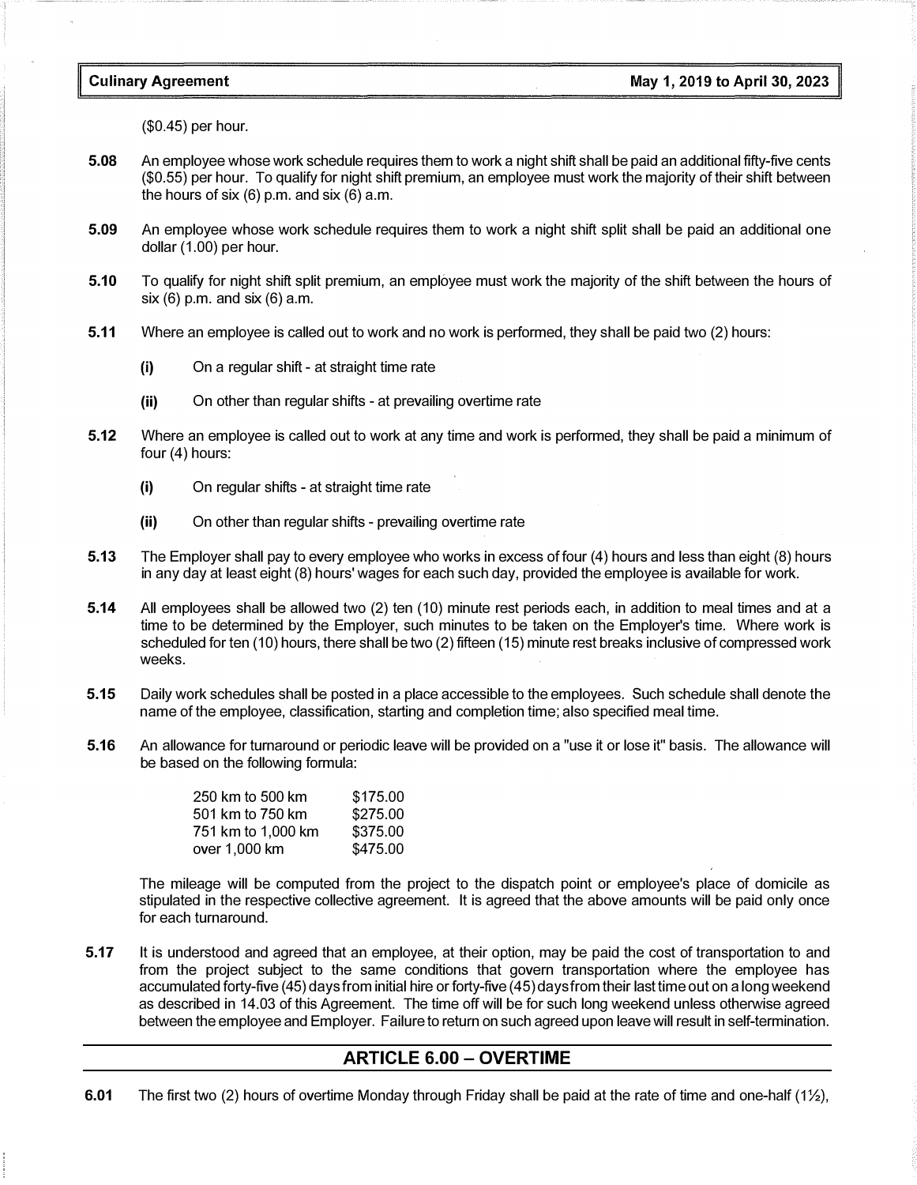($0.45) per hour.

**5.08** An employee whose work schedule requires them to work a night shift shall be paid an additional fifty-five cents ($0.55) per hour. To qualify for night shift premium, an employee must work the majority of their shift between the hours of six (6) p.m. and six (6) a.m.

**5.09** An employee whose work schedule requires them to work a night shift split shall be paid an additional one dollar (1.00) per hour.

**5.10** To qualify for night shift split premium, an employee must work the majority of the shift between the hours of six (6) p.m. and six (6) a.m.

**5.11** Where an employee is called out to work and no work is performed, they shall be paid two (2) hours:

**(i)** On a regular shift - at straight time rate

**(ii)** On other than regular shifts - at prevailing overtime rate

**5.12** Where an employee is called out to work at any time and work is performed, they shall be paid a minimum of four (4) hours:

**(i)** On regular shifts - at straight time rate

**(ii)** On other than regular shifts - prevailing overtime rate

**5.13** The Employer shall pay to every employee who works in excess of four (4) hours and less than eight (8) hours in any day at least eight (8) hours' wages for each such day, provided the employee is available for work.

**5.14** All employees shall be allowed two (2) ten (10) minute rest periods each, in addition to meal times and at a time to be determined by the Employer, such minutes to be taken on the Employer's time. Where work is scheduled for ten (10) hours, there shall be two (2) fifteen (15) minute rest breaks inclusive of compressed work weeks.

**5.15** Daily work schedules shall be posted in a place accessible to the employees. Such schedule shall denote the name of the employee, classification, starting and completion time; also specified meal time.

**5.16** An allowance for turnaround or periodic leave will be provided on a "use it or lose it" basis. The allowance will be based on the following formula:

| | |
|---|---|
| 250 km to 500 km | $175.00 |
| 501 km to 750 km | $275.00 |
| 751 km to 1,000 km | $375.00 |
| over 1,000 km | $475.00 |

The mileage will be computed from the project to the dispatch point or employee's place of domicile as stipulated in the respective collective agreement. It is agreed that the above amounts will be paid only once for each turnaround.

**5.17** It is understood and agreed that an employee, at their option, may be paid the cost of transportation to and from the project subject to the same conditions that govern transportation where the employee has accumulated forty-five (45) days from initial hire or forty-five (45) days from their last time out on a long weekend as described in 14.03 of this Agreement. The time off will be for such long weekend unless otherwise agreed between the employee and Employer. Failure to return on such agreed upon leave will result in self-termination.

## ARTICLE 6.00 – OVERTIME

**6.01** The first two (2) hours of overtime Monday through Friday shall be paid at the rate of time and one-half (1½),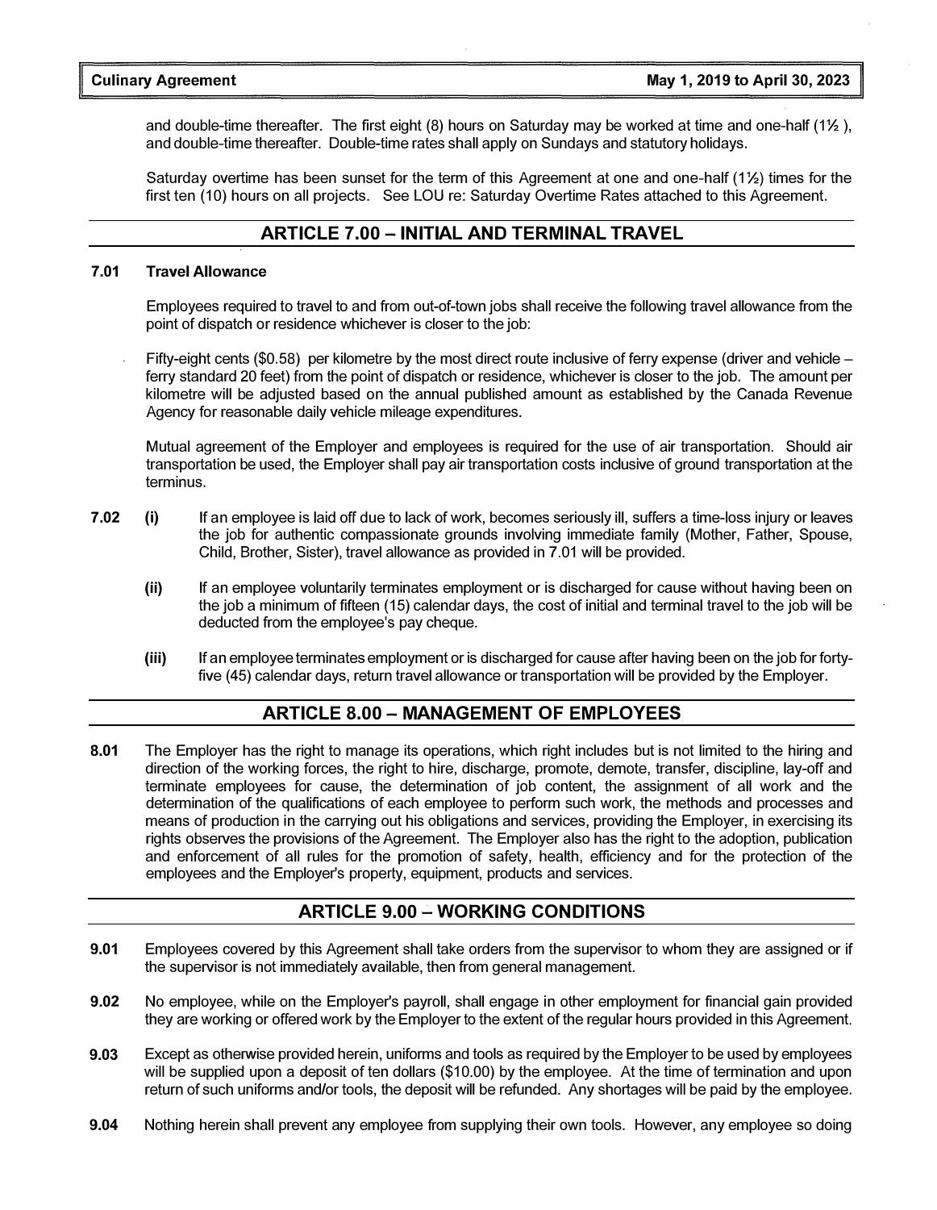and double-time thereafter. The first eight (8) hours on Saturday may be worked at time and one-half (1½ ), and double-time thereafter. Double-time rates shall apply on Sundays and statutory holidays.

Saturday overtime has been sunset for the term of this Agreement at one and one-half (1½) times for the first ten (10) hours on all projects. See LOU re: Saturday Overtime Rates attached to this Agreement.

## ARTICLE 7.00 – INITIAL AND TERMINAL TRAVEL

**7.01 Travel Allowance**

Employees required to travel to and from out-of-town jobs shall receive the following travel allowance from the point of dispatch or residence whichever is closer to the job:

Fifty-eight cents ($0.58) per kilometre by the most direct route inclusive of ferry expense (driver and vehicle – ferry standard 20 feet) from the point of dispatch or residence, whichever is closer to the job. The amount per kilometre will be adjusted based on the annual published amount as established by the Canada Revenue Agency for reasonable daily vehicle mileage expenditures.

Mutual agreement of the Employer and employees is required for the use of air transportation. Should air transportation be used, the Employer shall pay air transportation costs inclusive of ground transportation at the terminus.

**7.02** **(i)** If an employee is laid off due to lack of work, becomes seriously ill, suffers a time-loss injury or leaves the job for authentic compassionate grounds involving immediate family (Mother, Father, Spouse, Child, Brother, Sister), travel allowance as provided in 7.01 will be provided.

**(ii)** If an employee voluntarily terminates employment or is discharged for cause without having been on the job a minimum of fifteen (15) calendar days, the cost of initial and terminal travel to the job will be deducted from the employee's pay cheque.

**(iii)** If an employee terminates employment or is discharged for cause after having been on the job for forty-five (45) calendar days, return travel allowance or transportation will be provided by the Employer.

## ARTICLE 8.00 – MANAGEMENT OF EMPLOYEES

**8.01** The Employer has the right to manage its operations, which right includes but is not limited to the hiring and direction of the working forces, the right to hire, discharge, promote, demote, transfer, discipline, lay-off and terminate employees for cause, the determination of job content, the assignment of all work and the determination of the qualifications of each employee to perform such work, the methods and processes and means of production in the carrying out his obligations and services, providing the Employer, in exercising its rights observes the provisions of the Agreement. The Employer also has the right to the adoption, publication and enforcement of all rules for the promotion of safety, health, efficiency and for the protection of the employees and the Employer's property, equipment, products and services.

## ARTICLE 9.00 – WORKING CONDITIONS

**9.01** Employees covered by this Agreement shall take orders from the supervisor to whom they are assigned or if the supervisor is not immediately available, then from general management.

**9.02** No employee, while on the Employer's payroll, shall engage in other employment for financial gain provided they are working or offered work by the Employer to the extent of the regular hours provided in this Agreement.

**9.03** Except as otherwise provided herein, uniforms and tools as required by the Employer to be used by employees will be supplied upon a deposit of ten dollars ($10.00) by the employee. At the time of termination and upon return of such uniforms and/or tools, the deposit will be refunded. Any shortages will be paid by the employee.

**9.04** Nothing herein shall prevent any employee from supplying their own tools. However, any employee so doing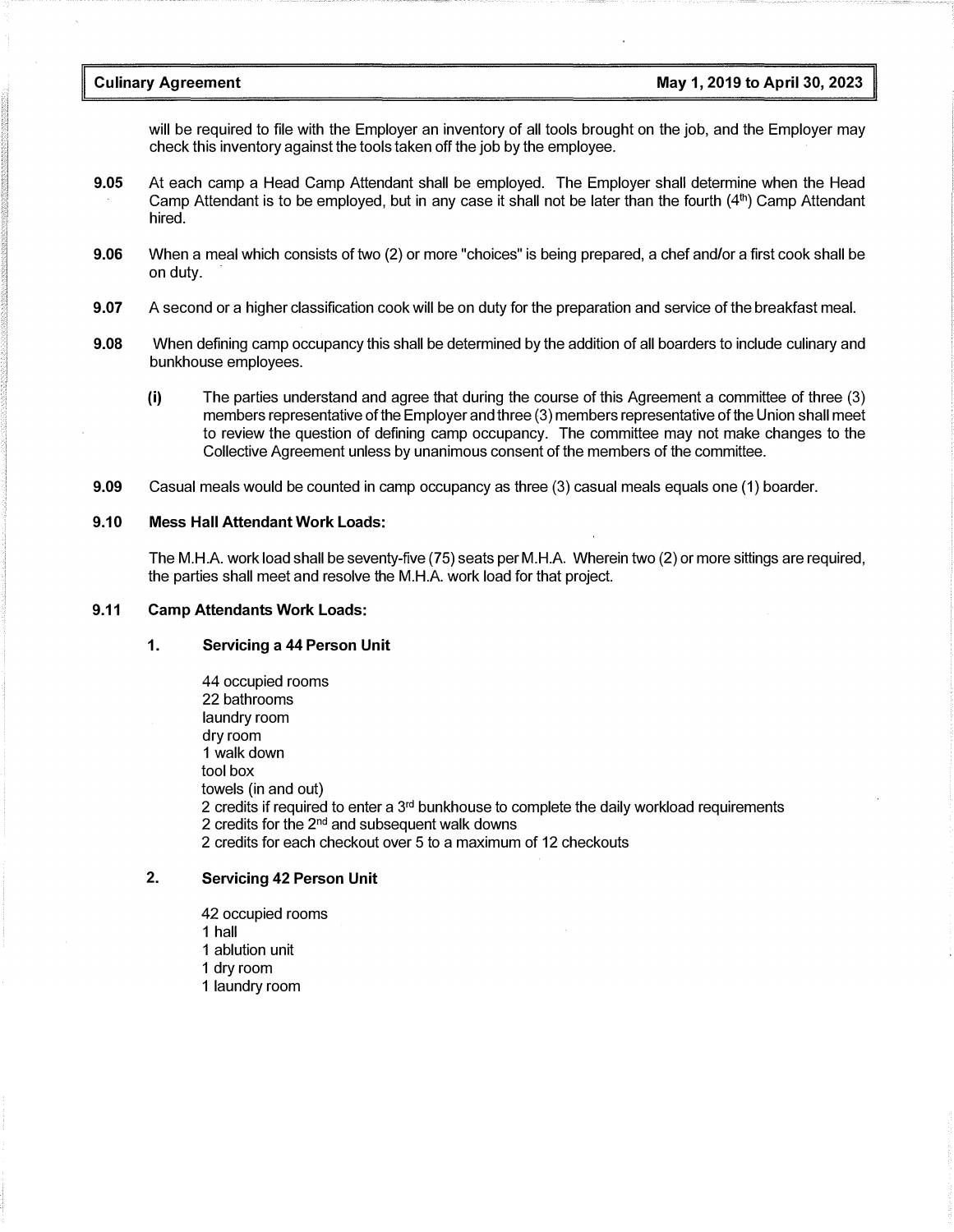will be required to file with the Employer an inventory of all tools brought on the job, and the Employer may check this inventory against the tools taken off the job by the employee.

**9.05** At each camp a Head Camp Attendant shall be employed. The Employer shall determine when the Head Camp Attendant is to be employed, but in any case it shall not be later than the fourth (4th) Camp Attendant hired.

**9.06** When a meal which consists of two (2) or more "choices" is being prepared, a chef and/or a first cook shall be on duty.

**9.07** A second or a higher classification cook will be on duty for the preparation and service of the breakfast meal.

**9.08** When defining camp occupancy this shall be determined by the addition of all boarders to include culinary and bunkhouse employees.

- **(i)** The parties understand and agree that during the course of this Agreement a committee of three (3) members representative of the Employer and three (3) members representative of the Union shall meet to review the question of defining camp occupancy. The committee may not make changes to the Collective Agreement unless by unanimous consent of the members of the committee.

**9.09** Casual meals would be counted in camp occupancy as three (3) casual meals equals one (1) boarder.

**9.10 Mess Hall Attendant Work Loads:**

The M.H.A. work load shall be seventy-five (75) seats per M.H.A. Wherein two (2) or more sittings are required, the parties shall meet and resolve the M.H.A. work load for that project.

**9.11 Camp Attendants Work Loads:**

**1. Servicing a 44 Person Unit**

44 occupied rooms
22 bathrooms
laundry room
dry room
1 walk down
tool box
towels (in and out)
2 credits if required to enter a 3rd bunkhouse to complete the daily workload requirements
2 credits for the 2nd and subsequent walk downs
2 credits for each checkout over 5 to a maximum of 12 checkouts

**2. Servicing 42 Person Unit**

42 occupied rooms
1 hall
1 ablution unit
1 dry room
1 laundry room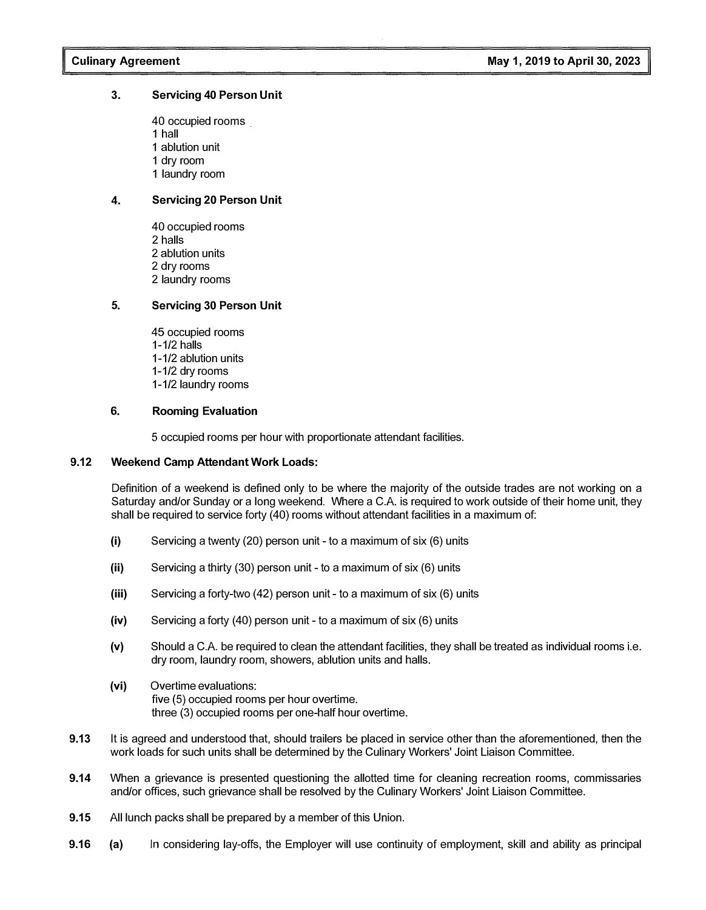**3. Servicing 40 Person Unit**

40 occupied rooms
1 hall
1 ablution unit
1 dry room
1 laundry room

**4. Servicing 20 Person Unit**

40 occupied rooms
2 halls
2 ablution units
2 dry rooms
2 laundry rooms

**5. Servicing 30 Person Unit**

45 occupied rooms
1-1/2 halls
1-1/2 ablution units
1-1/2 dry rooms
1-1/2 laundry rooms

**6. Rooming Evaluation**

5 occupied rooms per hour with proportionate attendant facilities.

**9.12 Weekend Camp Attendant Work Loads:**

Definition of a weekend is defined only to be where the majority of the outside trades are not working on a Saturday and/or Sunday or a long weekend. Where a C.A. is required to work outside of their home unit, they shall be required to service forty (40) rooms without attendant facilities in a maximum of:

**(i)** Servicing a twenty (20) person unit - to a maximum of six (6) units

**(ii)** Servicing a thirty (30) person unit - to a maximum of six (6) units

**(iii)** Servicing a forty-two (42) person unit - to a maximum of six (6) units

**(iv)** Servicing a forty (40) person unit - to a maximum of six (6) units

**(v)** Should a C.A. be required to clean the attendant facilities, they shall be treated as individual rooms i.e. dry room, laundry room, showers, ablution units and halls.

**(vi)** Overtime evaluations:
five (5) occupied rooms per hour overtime.
three (3) occupied rooms per one-half hour overtime.

**9.13** It is agreed and understood that, should trailers be placed in service other than the aforementioned, then the work loads for such units shall be determined by the Culinary Workers' Joint Liaison Committee.

**9.14** When a grievance is presented questioning the allotted time for cleaning recreation rooms, commissaries and/or offices, such grievance shall be resolved by the Culinary Workers' Joint Liaison Committee.

**9.15** All lunch packs shall be prepared by a member of this Union.

**9.16** **(a)** In considering lay-offs, the Employer will use continuity of employment, skill and ability as principal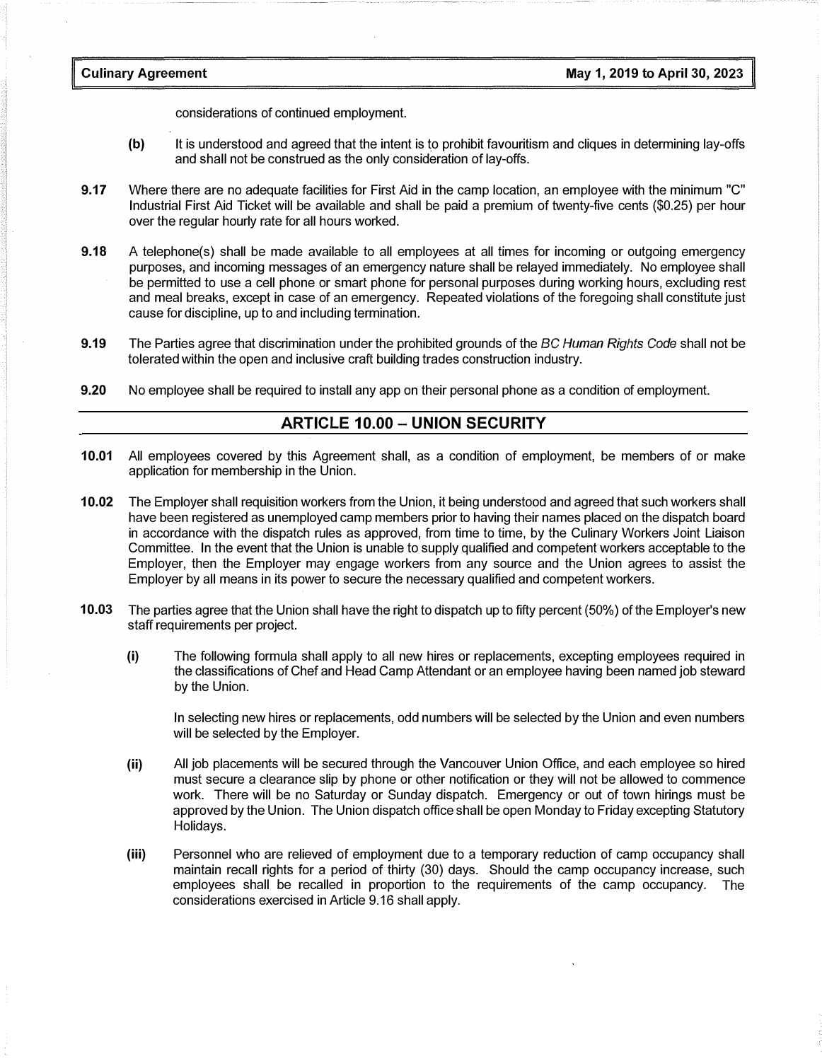considerations of continued employment.

**(b)** It is understood and agreed that the intent is to prohibit favouritism and cliques in determining lay-offs and shall not be construed as the only consideration of lay-offs.

**9.17** Where there are no adequate facilities for First Aid in the camp location, an employee with the minimum "C" Industrial First Aid Ticket will be available and shall be paid a premium of twenty-five cents ($0.25) per hour over the regular hourly rate for all hours worked.

**9.18** A telephone(s) shall be made available to all employees at all times for incoming or outgoing emergency purposes, and incoming messages of an emergency nature shall be relayed immediately. No employee shall be permitted to use a cell phone or smart phone for personal purposes during working hours, excluding rest and meal breaks, except in case of an emergency. Repeated violations of the foregoing shall constitute just cause for discipline, up to and including termination.

**9.19** The Parties agree that discrimination under the prohibited grounds of the *BC Human Rights Code* shall not be tolerated within the open and inclusive craft building trades construction industry.

**9.20** No employee shall be required to install any app on their personal phone as a condition of employment.

## ARTICLE 10.00 – UNION SECURITY

**10.01** All employees covered by this Agreement shall, as a condition of employment, be members of or make application for membership in the Union.

**10.02** The Employer shall requisition workers from the Union, it being understood and agreed that such workers shall have been registered as unemployed camp members prior to having their names placed on the dispatch board in accordance with the dispatch rules as approved, from time to time, by the Culinary Workers Joint Liaison Committee. In the event that the Union is unable to supply qualified and competent workers acceptable to the Employer, then the Employer may engage workers from any source and the Union agrees to assist the Employer by all means in its power to secure the necessary qualified and competent workers.

**10.03** The parties agree that the Union shall have the right to dispatch up to fifty percent (50%) of the Employer's new staff requirements per project.

**(i)** The following formula shall apply to all new hires or replacements, excepting employees required in the classifications of Chef and Head Camp Attendant or an employee having been named job steward by the Union.

In selecting new hires or replacements, odd numbers will be selected by the Union and even numbers will be selected by the Employer.

**(ii)** All job placements will be secured through the Vancouver Union Office, and each employee so hired must secure a clearance slip by phone or other notification or they will not be allowed to commence work. There will be no Saturday or Sunday dispatch. Emergency or out of town hirings must be approved by the Union. The Union dispatch office shall be open Monday to Friday excepting Statutory Holidays.

**(iii)** Personnel who are relieved of employment due to a temporary reduction of camp occupancy shall maintain recall rights for a period of thirty (30) days. Should the camp occupancy increase, such employees shall be recalled in proportion to the requirements of the camp occupancy. The considerations exercised in Article 9.16 shall apply.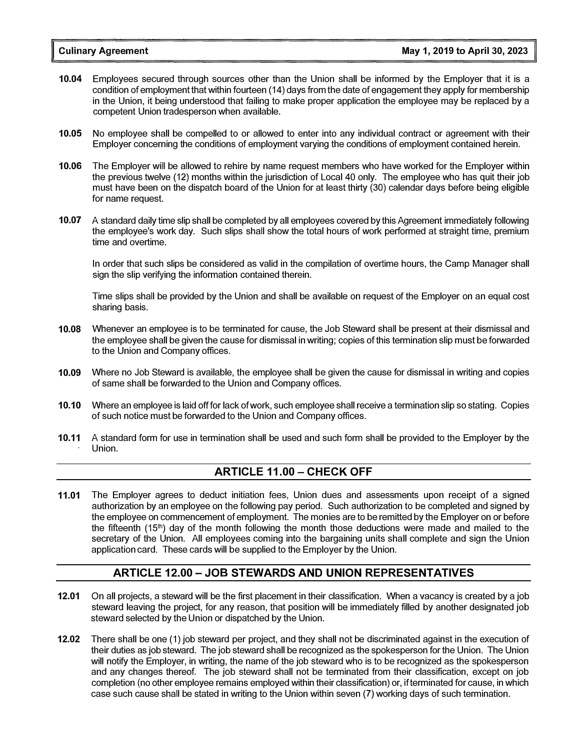**10.04** Employees secured through sources other than the Union shall be informed by the Employer that it is a condition of employment that within fourteen (14) days from the date of engagement they apply for membership in the Union, it being understood that failing to make proper application the employee may be replaced by a competent Union tradesperson when available.

**10.05** No employee shall be compelled to or allowed to enter into any individual contract or agreement with their Employer concerning the conditions of employment varying the conditions of employment contained herein.

**10.06** The Employer will be allowed to rehire by name request members who have worked for the Employer within the previous twelve (12) months within the jurisdiction of Local 40 only. The employee who has quit their job must have been on the dispatch board of the Union for at least thirty (30) calendar days before being eligible for name request.

**10.07** A standard daily time slip shall be completed by all employees covered by this Agreement immediately following the employee's work day. Such slips shall show the total hours of work performed at straight time, premium time and overtime.

In order that such slips be considered as valid in the compilation of overtime hours, the Camp Manager shall sign the slip verifying the information contained therein.

Time slips shall be provided by the Union and shall be available on request of the Employer on an equal cost sharing basis.

**10.08** Whenever an employee is to be terminated for cause, the Job Steward shall be present at their dismissal and the employee shall be given the cause for dismissal in writing; copies of this termination slip must be forwarded to the Union and Company offices.

**10.09** Where no Job Steward is available, the employee shall be given the cause for dismissal in writing and copies of same shall be forwarded to the Union and Company offices.

**10.10** Where an employee is laid off for lack of work, such employee shall receive a termination slip so stating. Copies of such notice must be forwarded to the Union and Company offices.

**10.11** A standard form for use in termination shall be used and such form shall be provided to the Employer by the Union.

## ARTICLE 11.00 – CHECK OFF

**11.01** The Employer agrees to deduct initiation fees, Union dues and assessments upon receipt of a signed authorization by an employee on the following pay period. Such authorization to be completed and signed by the employee on commencement of employment. The monies are to be remitted by the Employer on or before the fifteenth (15th) day of the month following the month those deductions were made and mailed to the secretary of the Union. All employees coming into the bargaining units shall complete and sign the Union application card. These cards will be supplied to the Employer by the Union.

## ARTICLE 12.00 – JOB STEWARDS AND UNION REPRESENTATIVES

**12.01** On all projects, a steward will be the first placement in their classification. When a vacancy is created by a job steward leaving the project, for any reason, that position will be immediately filled by another designated job steward selected by the Union or dispatched by the Union.

**12.02** There shall be one (1) job steward per project, and they shall not be discriminated against in the execution of their duties as job steward. The job steward shall be recognized as the spokesperson for the Union. The Union will notify the Employer, in writing, the name of the job steward who is to be recognized as the spokesperson and any changes thereof. The job steward shall not be terminated from their classification, except on job completion (no other employee remains employed within their classification) or, if terminated for cause, in which case such cause shall be stated in writing to the Union within seven (7) working days of such termination.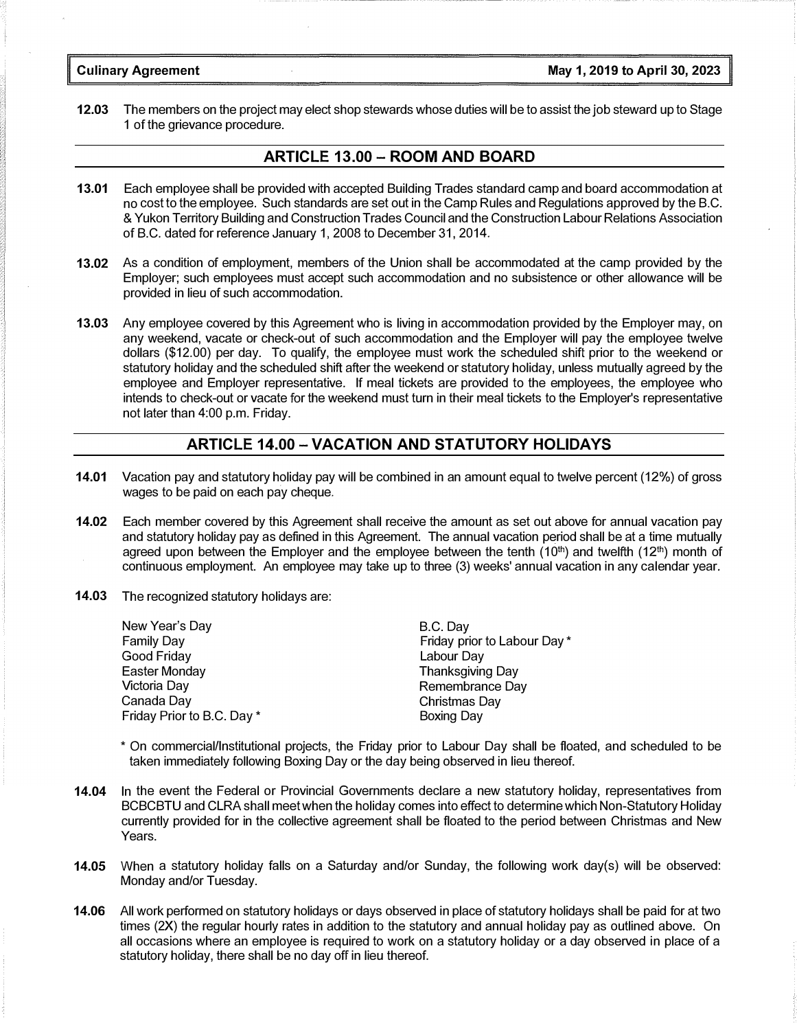**12.03** The members on the project may elect shop stewards whose duties will be to assist the job steward up to Stage 1 of the grievance procedure.

## ARTICLE 13.00 – ROOM AND BOARD

**13.01** Each employee shall be provided with accepted Building Trades standard camp and board accommodation at no cost to the employee. Such standards are set out in the Camp Rules and Regulations approved by the B.C. & Yukon Territory Building and Construction Trades Council and the Construction Labour Relations Association of B.C. dated for reference January 1, 2008 to December 31, 2014.

**13.02** As a condition of employment, members of the Union shall be accommodated at the camp provided by the Employer; such employees must accept such accommodation and no subsistence or other allowance will be provided in lieu of such accommodation.

**13.03** Any employee covered by this Agreement who is living in accommodation provided by the Employer may, on any weekend, vacate or check-out of such accommodation and the Employer will pay the employee twelve dollars ($12.00) per day. To qualify, the employee must work the scheduled shift prior to the weekend or statutory holiday and the scheduled shift after the weekend or statutory holiday, unless mutually agreed by the employee and Employer representative. If meal tickets are provided to the employees, the employee who intends to check-out or vacate for the weekend must turn in their meal tickets to the Employer's representative not later than 4:00 p.m. Friday.

## ARTICLE 14.00 – VACATION AND STATUTORY HOLIDAYS

**14.01** Vacation pay and statutory holiday pay will be combined in an amount equal to twelve percent (12%) of gross wages to be paid on each pay cheque.

**14.02** Each member covered by this Agreement shall receive the amount as set out above for annual vacation pay and statutory holiday pay as defined in this Agreement. The annual vacation period shall be at a time mutually agreed upon between the Employer and the employee between the tenth (10th) and twelfth (12th) month of continuous employment. An employee may take up to three (3) weeks' annual vacation in any calendar year.

**14.03** The recognized statutory holidays are:

- New Year's Day
- Family Day
- Good Friday
- Easter Monday
- Victoria Day
- Canada Day
- Friday Prior to B.C. Day *
- B.C. Day
- Friday prior to Labour Day *
- Labour Day
- Thanksgiving Day
- Remembrance Day
- Christmas Day
- Boxing Day

\* On commercial/Institutional projects, the Friday prior to Labour Day shall be floated, and scheduled to be taken immediately following Boxing Day or the day being observed in lieu thereof.

**14.04** In the event the Federal or Provincial Governments declare a new statutory holiday, representatives from BCBCBTU and CLRA shall meet when the holiday comes into effect to determine which Non-Statutory Holiday currently provided for in the collective agreement shall be floated to the period between Christmas and New Years.

**14.05** When a statutory holiday falls on a Saturday and/or Sunday, the following work day(s) will be observed: Monday and/or Tuesday.

**14.06** All work performed on statutory holidays or days observed in place of statutory holidays shall be paid for at two times (2X) the regular hourly rates in addition to the statutory and annual holiday pay as outlined above. On all occasions where an employee is required to work on a statutory holiday or a day observed in place of a statutory holiday, there shall be no day off in lieu thereof.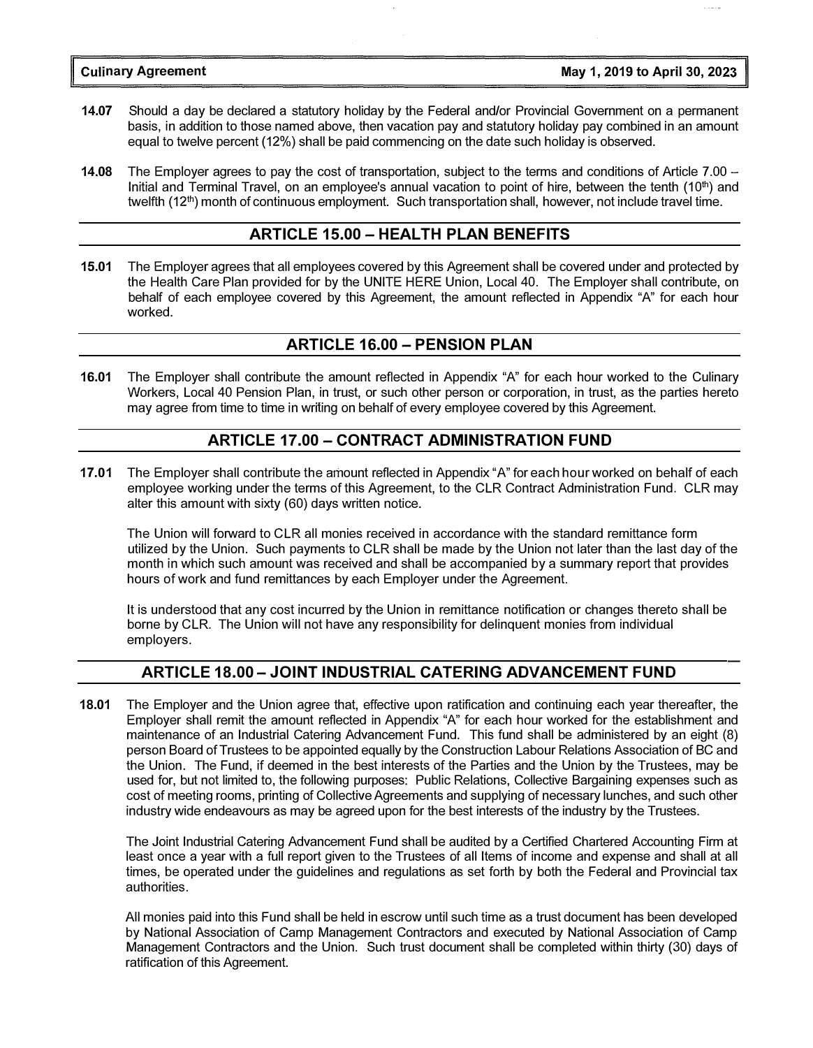**14.07** Should a day be declared a statutory holiday by the Federal and/or Provincial Government on a permanent basis, in addition to those named above, then vacation pay and statutory holiday pay combined in an amount equal to twelve percent (12%) shall be paid commencing on the date such holiday is observed.

**14.08** The Employer agrees to pay the cost of transportation, subject to the terms and conditions of Article 7.00 – Initial and Terminal Travel, on an employee's annual vacation to point of hire, between the tenth (10th) and twelfth (12th) month of continuous employment. Such transportation shall, however, not include travel time.

## ARTICLE 15.00 – HEALTH PLAN BENEFITS

**15.01** The Employer agrees that all employees covered by this Agreement shall be covered under and protected by the Health Care Plan provided for by the UNITE HERE Union, Local 40. The Employer shall contribute, on behalf of each employee covered by this Agreement, the amount reflected in Appendix "A" for each hour worked.

## ARTICLE 16.00 – PENSION PLAN

**16.01** The Employer shall contribute the amount reflected in Appendix "A" for each hour worked to the Culinary Workers, Local 40 Pension Plan, in trust, or such other person or corporation, in trust, as the parties hereto may agree from time to time in writing on behalf of every employee covered by this Agreement.

## ARTICLE 17.00 – CONTRACT ADMINISTRATION FUND

**17.01** The Employer shall contribute the amount reflected in Appendix "A" for each hour worked on behalf of each employee working under the terms of this Agreement, to the CLR Contract Administration Fund. CLR may alter this amount with sixty (60) days written notice.

The Union will forward to CLR all monies received in accordance with the standard remittance form utilized by the Union. Such payments to CLR shall be made by the Union not later than the last day of the month in which such amount was received and shall be accompanied by a summary report that provides hours of work and fund remittances by each Employer under the Agreement.

It is understood that any cost incurred by the Union in remittance notification or changes thereto shall be borne by CLR. The Union will not have any responsibility for delinquent monies from individual employers.

## ARTICLE 18.00 – JOINT INDUSTRIAL CATERING ADVANCEMENT FUND

**18.01** The Employer and the Union agree that, effective upon ratification and continuing each year thereafter, the Employer shall remit the amount reflected in Appendix "A" for each hour worked for the establishment and maintenance of an Industrial Catering Advancement Fund. This fund shall be administered by an eight (8) person Board of Trustees to be appointed equally by the Construction Labour Relations Association of BC and the Union. The Fund, if deemed in the best interests of the Parties and the Union by the Trustees, may be used for, but not limited to, the following purposes: Public Relations, Collective Bargaining expenses such as cost of meeting rooms, printing of Collective Agreements and supplying of necessary lunches, and such other industry wide endeavours as may be agreed upon for the best interests of the industry by the Trustees.

The Joint Industrial Catering Advancement Fund shall be audited by a Certified Chartered Accounting Firm at least once a year with a full report given to the Trustees of all Items of income and expense and shall at all times, be operated under the guidelines and regulations as set forth by both the Federal and Provincial tax authorities.

All monies paid into this Fund shall be held in escrow until such time as a trust document has been developed by National Association of Camp Management Contractors and executed by National Association of Camp Management Contractors and the Union. Such trust document shall be completed within thirty (30) days of ratification of this Agreement.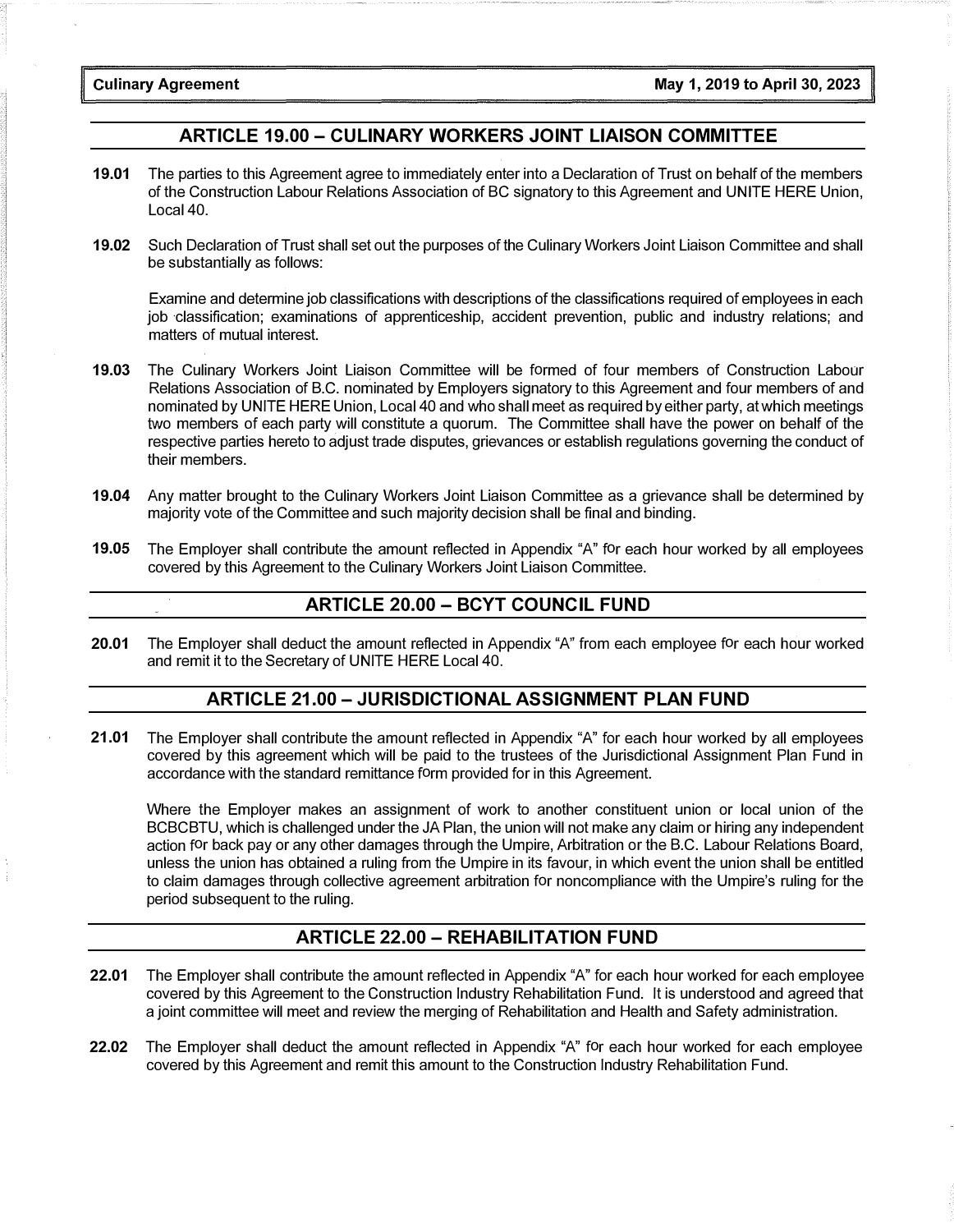## ARTICLE 19.00 – CULINARY WORKERS JOINT LIAISON COMMITTEE

**19.01** The parties to this Agreement agree to immediately enter into a Declaration of Trust on behalf of the members of the Construction Labour Relations Association of BC signatory to this Agreement and UNITE HERE Union, Local 40.

**19.02** Such Declaration of Trust shall set out the purposes of the Culinary Workers Joint Liaison Committee and shall be substantially as follows:

Examine and determine job classifications with descriptions of the classifications required of employees in each job classification; examinations of apprenticeship, accident prevention, public and industry relations; and matters of mutual interest.

**19.03** The Culinary Workers Joint Liaison Committee will be formed of four members of Construction Labour Relations Association of B.C. nominated by Employers signatory to this Agreement and four members of and nominated by UNITE HERE Union, Local 40 and who shall meet as required by either party, at which meetings two members of each party will constitute a quorum. The Committee shall have the power on behalf of the respective parties hereto to adjust trade disputes, grievances or establish regulations governing the conduct of their members.

**19.04** Any matter brought to the Culinary Workers Joint Liaison Committee as a grievance shall be determined by majority vote of the Committee and such majority decision shall be final and binding.

**19.05** The Employer shall contribute the amount reflected in Appendix "A" for each hour worked by all employees covered by this Agreement to the Culinary Workers Joint Liaison Committee.

## ARTICLE 20.00 – BCYT COUNCIL FUND

**20.01** The Employer shall deduct the amount reflected in Appendix "A" from each employee for each hour worked and remit it to the Secretary of UNITE HERE Local 40.

## ARTICLE 21.00 – JURISDICTIONAL ASSIGNMENT PLAN FUND

**21.01** The Employer shall contribute the amount reflected in Appendix "A" for each hour worked by all employees covered by this agreement which will be paid to the trustees of the Jurisdictional Assignment Plan Fund in accordance with the standard remittance form provided for in this Agreement.

Where the Employer makes an assignment of work to another constituent union or local union of the BCBCBTU, which is challenged under the JA Plan, the union will not make any claim or hiring any independent action for back pay or any other damages through the Umpire, Arbitration or the B.C. Labour Relations Board, unless the union has obtained a ruling from the Umpire in its favour, in which event the union shall be entitled to claim damages through collective agreement arbitration for noncompliance with the Umpire's ruling for the period subsequent to the ruling.

## ARTICLE 22.00 – REHABILITATION FUND

**22.01** The Employer shall contribute the amount reflected in Appendix "A" for each hour worked for each employee covered by this Agreement to the Construction Industry Rehabilitation Fund. It is understood and agreed that a joint committee will meet and review the merging of Rehabilitation and Health and Safety administration.

**22.02** The Employer shall deduct the amount reflected in Appendix "A" for each hour worked for each employee covered by this Agreement and remit this amount to the Construction Industry Rehabilitation Fund.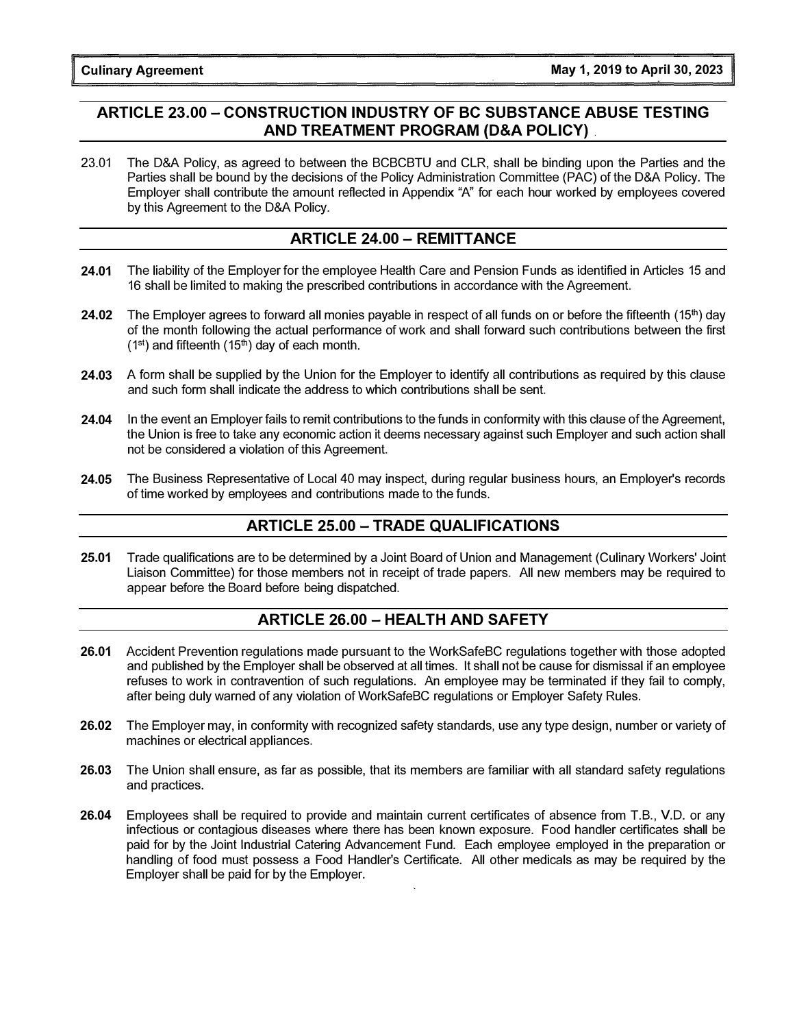## ARTICLE 23.00 – CONSTRUCTION INDUSTRY OF BC SUBSTANCE ABUSE TESTING AND TREATMENT PROGRAM (D&A POLICY)

23.01 The D&A Policy, as agreed to between the BCBCBTU and CLR, shall be binding upon the Parties and the Parties shall be bound by the decisions of the Policy Administration Committee (PAC) of the D&A Policy. The Employer shall contribute the amount reflected in Appendix "A" for each hour worked by employees covered by this Agreement to the D&A Policy.

## ARTICLE 24.00 – REMITTANCE

**24.01** The liability of the Employer for the employee Health Care and Pension Funds as identified in Articles 15 and 16 shall be limited to making the prescribed contributions in accordance with the Agreement.

**24.02** The Employer agrees to forward all monies payable in respect of all funds on or before the fifteenth (15th) day of the month following the actual performance of work and shall forward such contributions between the first (1st) and fifteenth (15th) day of each month.

**24.03** A form shall be supplied by the Union for the Employer to identify all contributions as required by this clause and such form shall indicate the address to which contributions shall be sent.

**24.04** In the event an Employer fails to remit contributions to the funds in conformity with this clause of the Agreement, the Union is free to take any economic action it deems necessary against such Employer and such action shall not be considered a violation of this Agreement.

**24.05** The Business Representative of Local 40 may inspect, during regular business hours, an Employer's records of time worked by employees and contributions made to the funds.

## ARTICLE 25.00 – TRADE QUALIFICATIONS

**25.01** Trade qualifications are to be determined by a Joint Board of Union and Management (Culinary Workers' Joint Liaison Committee) for those members not in receipt of trade papers. All new members may be required to appear before the Board before being dispatched.

## ARTICLE 26.00 – HEALTH AND SAFETY

**26.01** Accident Prevention regulations made pursuant to the WorkSafeBC regulations together with those adopted and published by the Employer shall be observed at all times. It shall not be cause for dismissal if an employee refuses to work in contravention of such regulations. An employee may be terminated if they fail to comply, after being duly warned of any violation of WorkSafeBC regulations or Employer Safety Rules.

**26.02** The Employer may, in conformity with recognized safety standards, use any type design, number or variety of machines or electrical appliances.

**26.03** The Union shall ensure, as far as possible, that its members are familiar with all standard safety regulations and practices.

**26.04** Employees shall be required to provide and maintain current certificates of absence from T.B., V.D. or any infectious or contagious diseases where there has been known exposure. Food handler certificates shall be paid for by the Joint Industrial Catering Advancement Fund. Each employee employed in the preparation or handling of food must possess a Food Handler's Certificate. All other medicals as may be required by the Employer shall be paid for by the Employer.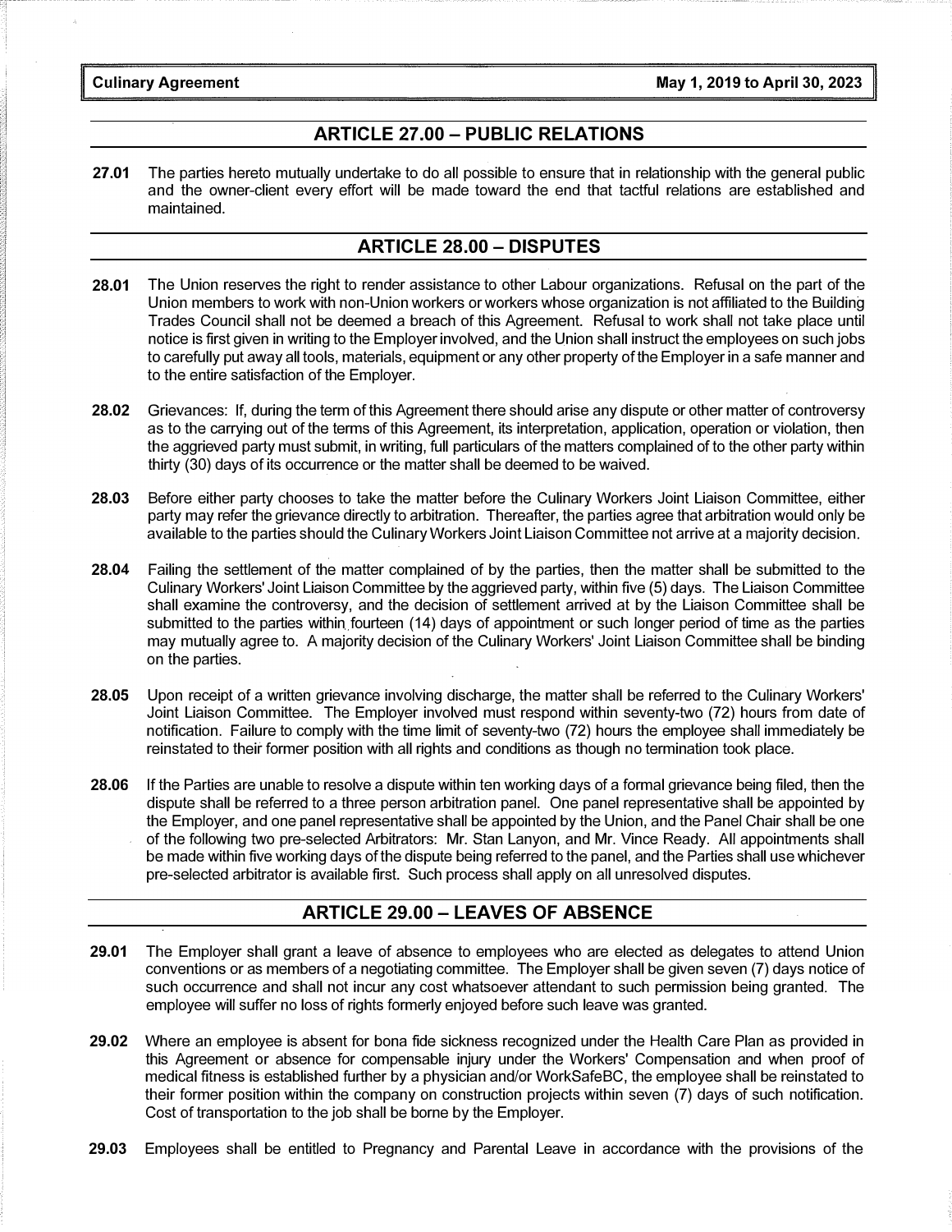## ARTICLE 27.00 – PUBLIC RELATIONS

**27.01** The parties hereto mutually undertake to do all possible to ensure that in relationship with the general public and the owner-client every effort will be made toward the end that tactful relations are established and maintained.

## ARTICLE 28.00 – DISPUTES

**28.01** The Union reserves the right to render assistance to other Labour organizations. Refusal on the part of the Union members to work with non-Union workers or workers whose organization is not affiliated to the Building Trades Council shall not be deemed a breach of this Agreement. Refusal to work shall not take place until notice is first given in writing to the Employer involved, and the Union shall instruct the employees on such jobs to carefully put away all tools, materials, equipment or any other property of the Employer in a safe manner and to the entire satisfaction of the Employer.

**28.02** Grievances: If, during the term of this Agreement there should arise any dispute or other matter of controversy as to the carrying out of the terms of this Agreement, its interpretation, application, operation or violation, then the aggrieved party must submit, in writing, full particulars of the matters complained of to the other party within thirty (30) days of its occurrence or the matter shall be deemed to be waived.

**28.03** Before either party chooses to take the matter before the Culinary Workers Joint Liaison Committee, either party may refer the grievance directly to arbitration. Thereafter, the parties agree that arbitration would only be available to the parties should the Culinary Workers Joint Liaison Committee not arrive at a majority decision.

**28.04** Failing the settlement of the matter complained of by the parties, then the matter shall be submitted to the Culinary Workers' Joint Liaison Committee by the aggrieved party, within five (5) days. The Liaison Committee shall examine the controversy, and the decision of settlement arrived at by the Liaison Committee shall be submitted to the parties within fourteen (14) days of appointment or such longer period of time as the parties may mutually agree to. A majority decision of the Culinary Workers' Joint Liaison Committee shall be binding on the parties.

**28.05** Upon receipt of a written grievance involving discharge, the matter shall be referred to the Culinary Workers' Joint Liaison Committee. The Employer involved must respond within seventy-two (72) hours from date of notification. Failure to comply with the time limit of seventy-two (72) hours the employee shall immediately be reinstated to their former position with all rights and conditions as though no termination took place.

**28.06** If the Parties are unable to resolve a dispute within ten working days of a formal grievance being filed, then the dispute shall be referred to a three person arbitration panel. One panel representative shall be appointed by the Employer, and one panel representative shall be appointed by the Union, and the Panel Chair shall be one of the following two pre-selected Arbitrators: Mr. Stan Lanyon, and Mr. Vince Ready. All appointments shall be made within five working days of the dispute being referred to the panel, and the Parties shall use whichever pre-selected arbitrator is available first. Such process shall apply on all unresolved disputes.

## ARTICLE 29.00 – LEAVES OF ABSENCE

**29.01** The Employer shall grant a leave of absence to employees who are elected as delegates to attend Union conventions or as members of a negotiating committee. The Employer shall be given seven (7) days notice of such occurrence and shall not incur any cost whatsoever attendant to such permission being granted. The employee will suffer no loss of rights formerly enjoyed before such leave was granted.

**29.02** Where an employee is absent for bona fide sickness recognized under the Health Care Plan as provided in this Agreement or absence for compensable injury under the Workers' Compensation and when proof of medical fitness is established further by a physician and/or WorkSafeBC, the employee shall be reinstated to their former position within the company on construction projects within seven (7) days of such notification. Cost of transportation to the job shall be borne by the Employer.

**29.03** Employees shall be entitled to Pregnancy and Parental Leave in accordance with the provisions of the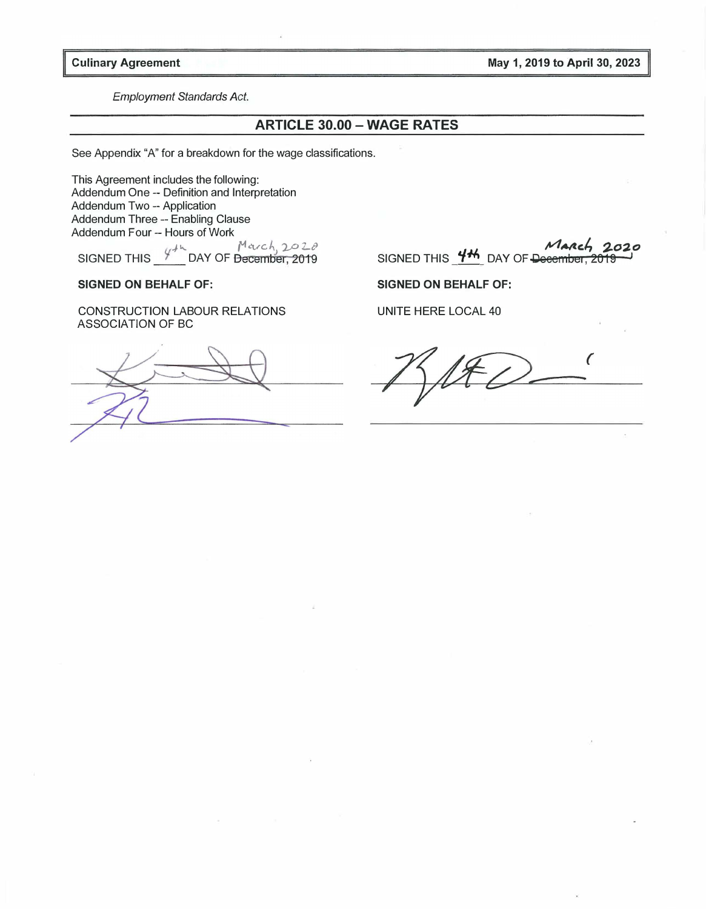*Employment Standards Act.*

## ARTICLE 30.00 – WAGE RATES

See Appendix "A" for a breakdown for the wage classifications.

This Agreement includes the following:
Addendum One -- Definition and Interpretation
Addendum Two -- Application
Addendum Three -- Enabling Clause
Addendum Four -- Hours of Work

SIGNED THIS 4th DAY OF ~~December, 2019~~ March, 2020

**SIGNED ON BEHALF OF:**

CONSTRUCTION LABOUR RELATIONS ASSOCIATION OF BC

SIGNED THIS 4th DAY OF ~~December, 2019~~ March 2020

**SIGNED ON BEHALF OF:**

UNITE HERE LOCAL 40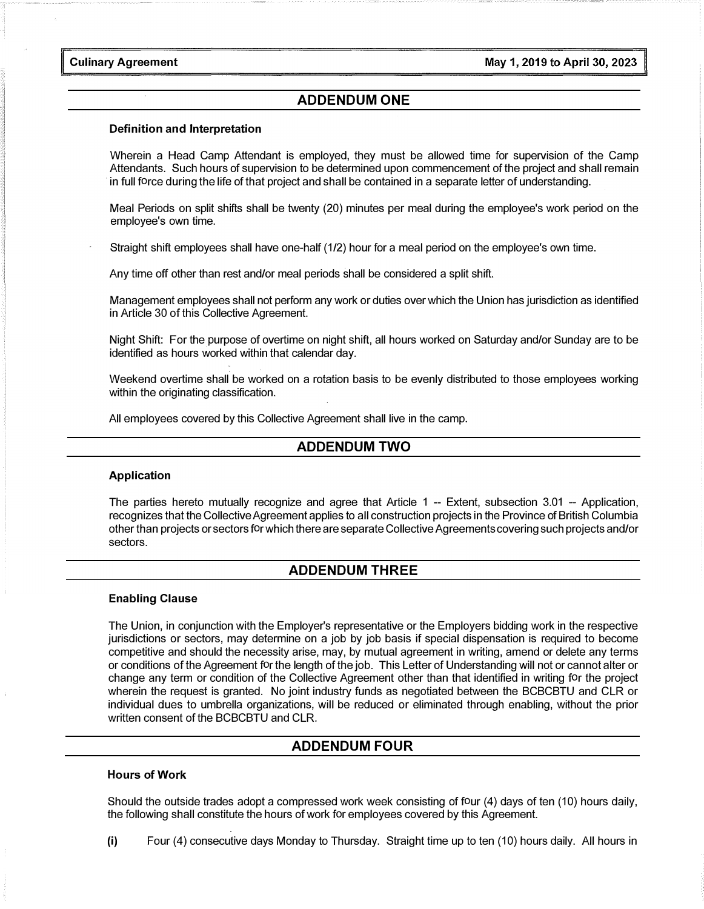## ADDENDUM ONE

### Definition and Interpretation

Wherein a Head Camp Attendant is employed, they must be allowed time for supervision of the Camp Attendants. Such hours of supervision to be determined upon commencement of the project and shall remain in full force during the life of that project and shall be contained in a separate letter of understanding.

Meal Periods on split shifts shall be twenty (20) minutes per meal during the employee's work period on the employee's own time.

Straight shift employees shall have one-half (1/2) hour for a meal period on the employee's own time.

Any time off other than rest and/or meal periods shall be considered a split shift.

Management employees shall not perform any work or duties over which the Union has jurisdiction as identified in Article 30 of this Collective Agreement.

Night Shift: For the purpose of overtime on night shift, all hours worked on Saturday and/or Sunday are to be identified as hours worked within that calendar day.

Weekend overtime shall be worked on a rotation basis to be evenly distributed to those employees working within the originating classification.

All employees covered by this Collective Agreement shall live in the camp.

## ADDENDUM TWO

### Application

The parties hereto mutually recognize and agree that Article 1 -- Extent, subsection 3.01 -- Application, recognizes that the Collective Agreement applies to all construction projects in the Province of British Columbia other than projects or sectors for which there are separate Collective Agreements covering such projects and/or sectors.

## ADDENDUM THREE

### Enabling Clause

The Union, in conjunction with the Employer's representative or the Employers bidding work in the respective jurisdictions or sectors, may determine on a job by job basis if special dispensation is required to become competitive and should the necessity arise, may, by mutual agreement in writing, amend or delete any terms or conditions of the Agreement for the length of the job. This Letter of Understanding will not or cannot alter or change any term or condition of the Collective Agreement other than that identified in writing for the project wherein the request is granted. No joint industry funds as negotiated between the BCBCBTU and CLR or individual dues to umbrella organizations, will be reduced or eliminated through enabling, without the prior written consent of the BCBCBTU and CLR.

## ADDENDUM FOUR

### Hours of Work

Should the outside trades adopt a compressed work week consisting of four (4) days of ten (10) hours daily, the following shall constitute the hours of work for employees covered by this Agreement.

**(i)** Four (4) consecutive days Monday to Thursday. Straight time up to ten (10) hours daily. All hours in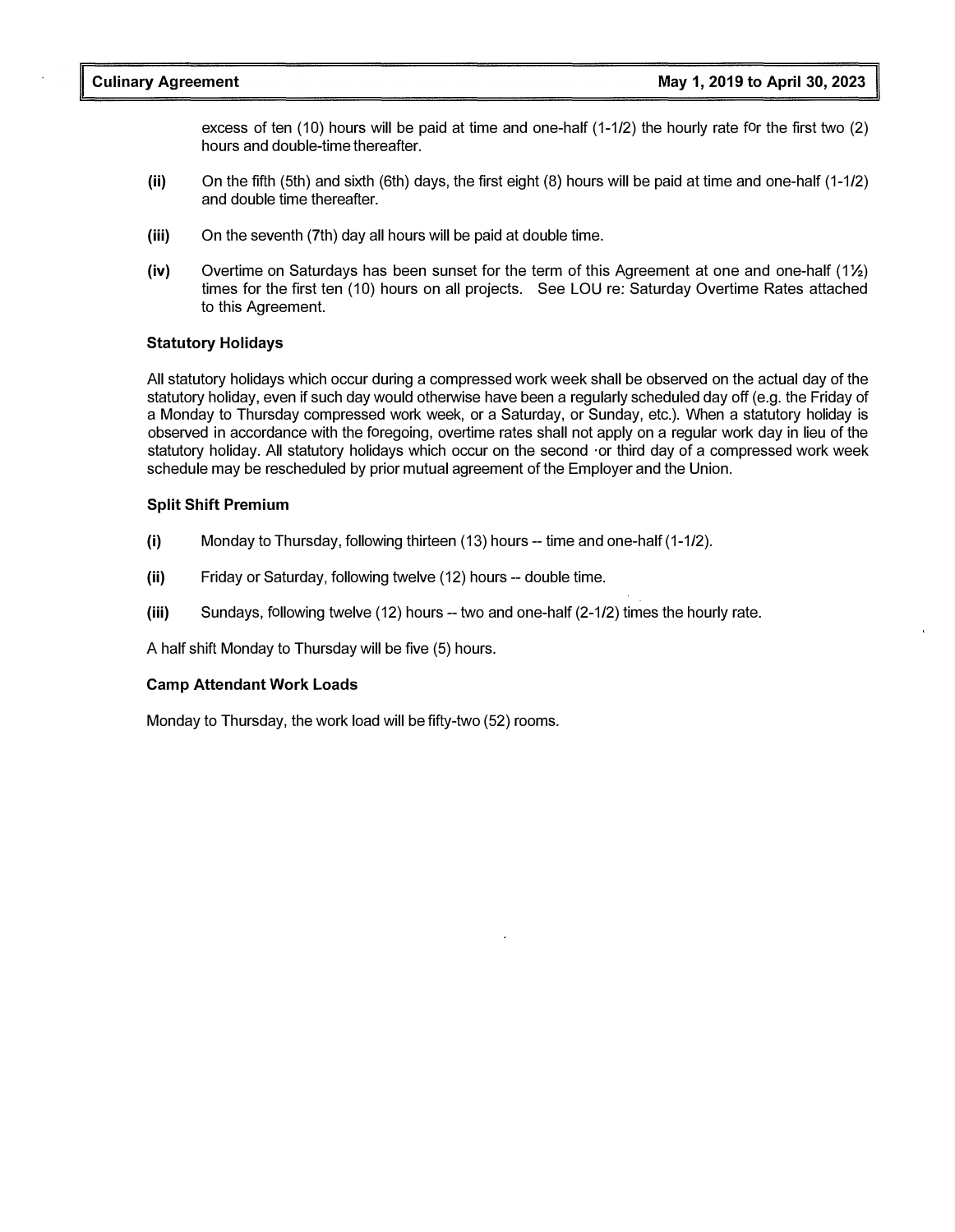excess of ten (10) hours will be paid at time and one-half (1-1/2) the hourly rate for the first two (2) hours and double-time thereafter.

**(ii)** On the fifth (5th) and sixth (6th) days, the first eight (8) hours will be paid at time and one-half (1-1/2) and double time thereafter.

**(iii)** On the seventh (7th) day all hours will be paid at double time.

**(iv)** Overtime on Saturdays has been sunset for the term of this Agreement at one and one-half (1½) times for the first ten (10) hours on all projects. See LOU re: Saturday Overtime Rates attached to this Agreement.

### Statutory Holidays

All statutory holidays which occur during a compressed work week shall be observed on the actual day of the statutory holiday, even if such day would otherwise have been a regularly scheduled day off (e.g. the Friday of a Monday to Thursday compressed work week, or a Saturday, or Sunday, etc.). When a statutory holiday is observed in accordance with the foregoing, overtime rates shall not apply on a regular work day in lieu of the statutory holiday. All statutory holidays which occur on the second or third day of a compressed work week schedule may be rescheduled by prior mutual agreement of the Employer and the Union.

### Split Shift Premium

**(i)** Monday to Thursday, following thirteen (13) hours -- time and one-half (1-1/2).

**(ii)** Friday or Saturday, following twelve (12) hours -- double time.

**(iii)** Sundays, following twelve (12) hours -- two and one-half (2-1/2) times the hourly rate.

A half shift Monday to Thursday will be five (5) hours.

### Camp Attendant Work Loads

Monday to Thursday, the work load will be fifty-two (52) rooms.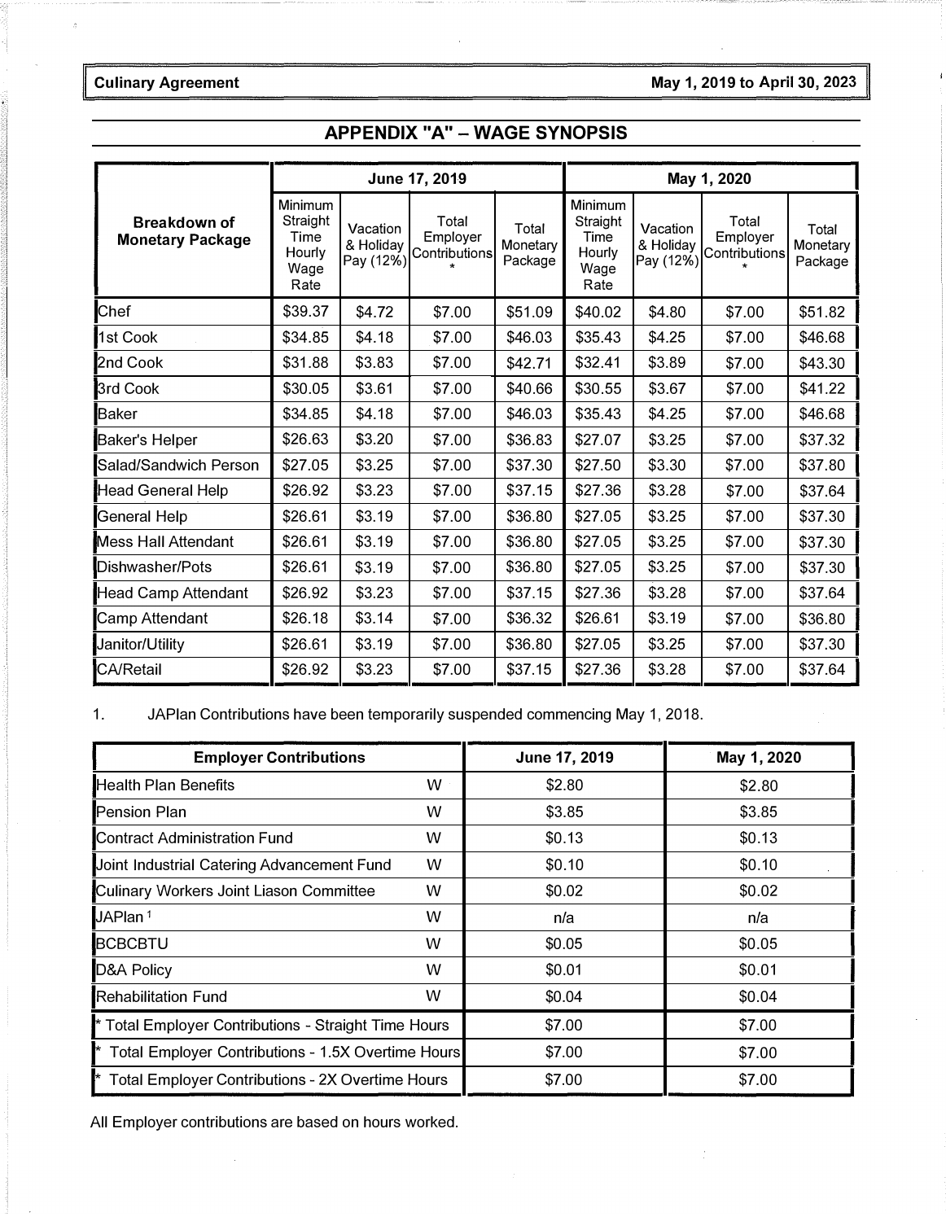## APPENDIX "A" – WAGE SYNOPSIS

| Breakdown of Monetary Package | June 17, 2019 | | | | May 1, 2020 | | | |
|---|---|---|---|---|---|---|---|---|
| | Minimum Straight Time Hourly Wage Rate | Vacation & Holiday Pay (12%) | Total Employer Contributions * | Total Monetary Package | Minimum Straight Time Hourly Wage Rate | Vacation & Holiday Pay (12%) | Total Employer Contributions * | Total Monetary Package |
| Chef | $39.37 | $4.72 | $7.00 | $51.09 | $40.02 | $4.80 | $7.00 | $51.82 |
| 1st Cook | $34.85 | $4.18 | $7.00 | $46.03 | $35.43 | $4.25 | $7.00 | $46.68 |
| 2nd Cook | $31.88 | $3.83 | $7.00 | $42.71 | $32.41 | $3.89 | $7.00 | $43.30 |
| 3rd Cook | $30.05 | $3.61 | $7.00 | $40.66 | $30.55 | $3.67 | $7.00 | $41.22 |
| Baker | $34.85 | $4.18 | $7.00 | $46.03 | $35.43 | $4.25 | $7.00 | $46.68 |
| Baker's Helper | $26.63 | $3.20 | $7.00 | $36.83 | $27.07 | $3.25 | $7.00 | $37.32 |
| Salad/Sandwich Person | $27.05 | $3.25 | $7.00 | $37.30 | $27.50 | $3.30 | $7.00 | $37.80 |
| Head General Help | $26.92 | $3.23 | $7.00 | $37.15 | $27.36 | $3.28 | $7.00 | $37.64 |
| General Help | $26.61 | $3.19 | $7.00 | $36.80 | $27.05 | $3.25 | $7.00 | $37.30 |
| Mess Hall Attendant | $26.61 | $3.19 | $7.00 | $36.80 | $27.05 | $3.25 | $7.00 | $37.30 |
| Dishwasher/Pots | $26.61 | $3.19 | $7.00 | $36.80 | $27.05 | $3.25 | $7.00 | $37.30 |
| Head Camp Attendant | $26.92 | $3.23 | $7.00 | $37.15 | $27.36 | $3.28 | $7.00 | $37.64 |
| Camp Attendant | $26.18 | $3.14 | $7.00 | $36.32 | $26.61 | $3.19 | $7.00 | $36.80 |
| Janitor/Utility | $26.61 | $3.19 | $7.00 | $36.80 | $27.05 | $3.25 | $7.00 | $37.30 |
| CA/Retail | $26.92 | $3.23 | $7.00 | $37.15 | $27.36 | $3.28 | $7.00 | $37.64 |

1. JAPlan Contributions have been temporarily suspended commencing May 1, 2018.

| Employer Contributions | | June 17, 2019 | May 1, 2020 |
|---|---|---|---|
| Health Plan Benefits | W | $2.80 | $2.80 |
| Pension Plan | W | $3.85 | $3.85 |
| Contract Administration Fund | W | $0.13 | $0.13 |
| Joint Industrial Catering Advancement Fund | W | $0.10 | $0.10 |
| Culinary Workers Joint Liason Committee | W | $0.02 | $0.02 |
| JAPlan [1] | W | n/a | n/a |
| BCBCBTU | W | $0.05 | $0.05 |
| D&A Policy | W | $0.01 | $0.01 |
| Rehabilitation Fund | W | $0.04 | $0.04 |
| * Total Employer Contributions - Straight Time Hours | | $7.00 | $7.00 |
| * Total Employer Contributions - 1.5X Overtime Hours | | $7.00 | $7.00 |
| * Total Employer Contributions - 2X Overtime Hours | | $7.00 | $7.00 |

All Employer contributions are based on hours worked.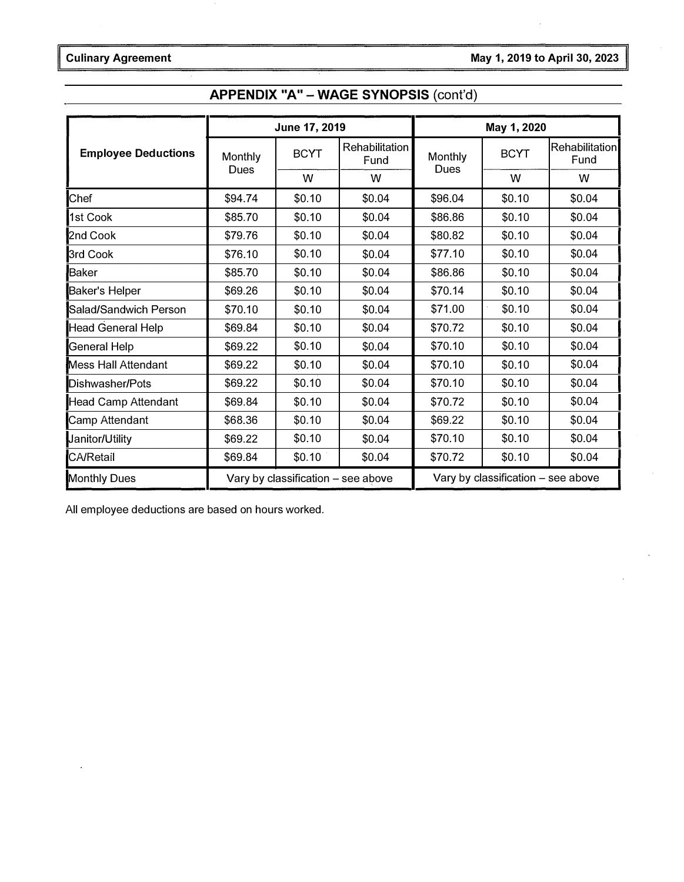## APPENDIX "A" – WAGE SYNOPSIS (cont'd)

| Employee Deductions | June 17, 2019 | | | May 1, 2020 | | |
|---|---|---|---|---|---|---|
| | Monthly Dues | BCYT | Rehabilitation Fund | Monthly Dues | BCYT | Rehabilitation Fund |
| | | W | W | | W | W |
| Chef | $94.74 | $0.10 | $0.04 | $96.04 | $0.10 | $0.04 |
| 1st Cook | $85.70 | $0.10 | $0.04 | $86.86 | $0.10 | $0.04 |
| 2nd Cook | $79.76 | $0.10 | $0.04 | $80.82 | $0.10 | $0.04 |
| 3rd Cook | $76.10 | $0.10 | $0.04 | $77.10 | $0.10 | $0.04 |
| Baker | $85.70 | $0.10 | $0.04 | $86.86 | $0.10 | $0.04 |
| Baker's Helper | $69.26 | $0.10 | $0.04 | $70.14 | $0.10 | $0.04 |
| Salad/Sandwich Person | $70.10 | $0.10 | $0.04 | $71.00 | $0.10 | $0.04 |
| Head General Help | $69.84 | $0.10 | $0.04 | $70.72 | $0.10 | $0.04 |
| General Help | $69.22 | $0.10 | $0.04 | $70.10 | $0.10 | $0.04 |
| Mess Hall Attendant | $69.22 | $0.10 | $0.04 | $70.10 | $0.10 | $0.04 |
| Dishwasher/Pots | $69.22 | $0.10 | $0.04 | $70.10 | $0.10 | $0.04 |
| Head Camp Attendant | $69.84 | $0.10 | $0.04 | $70.72 | $0.10 | $0.04 |
| Camp Attendant | $68.36 | $0.10 | $0.04 | $69.22 | $0.10 | $0.04 |
| Janitor/Utility | $69.22 | $0.10 | $0.04 | $70.10 | $0.10 | $0.04 |
| CA/Retail | $69.84 | $0.10 | $0.04 | $70.72 | $0.10 | $0.04 |
| Monthly Dues | Vary by classification – see above | | | Vary by classification – see above | | |

All employee deductions are based on hours worked.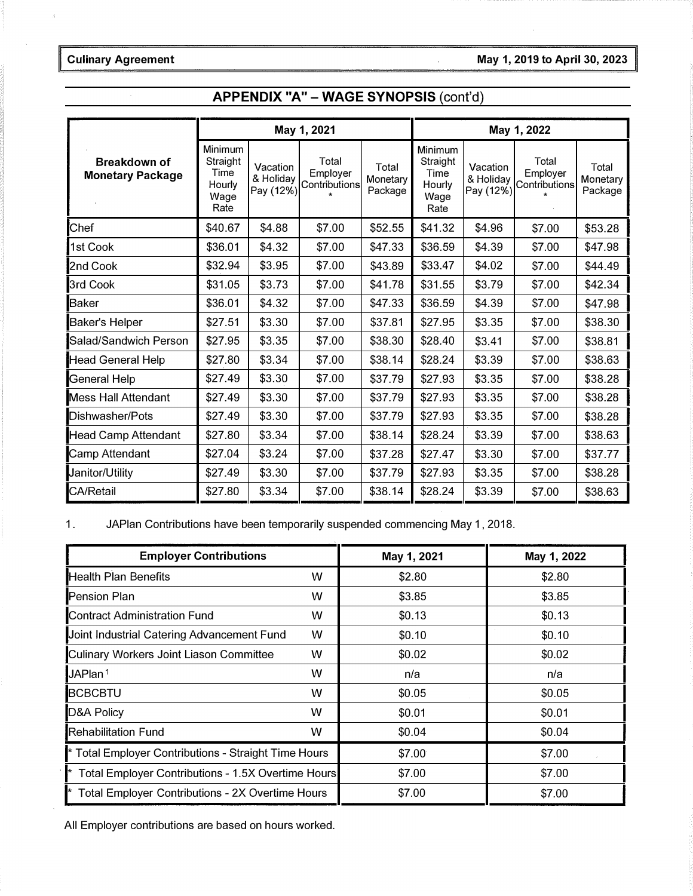## APPENDIX "A" – WAGE SYNOPSIS (cont'd)

| Breakdown of Monetary Package | May 1, 2021 | | | | May 1, 2022 | | | |
|---|---|---|---|---|---|---|---|---|
| | Minimum Straight Time Hourly Wage Rate | Vacation & Holiday Pay (12%) | Total Employer Contributions * | Total Monetary Package | Minimum Straight Time Hourly Wage Rate | Vacation & Holiday Pay (12%) | Total Employer Contributions * | Total Monetary Package |
| Chef | $40.67 | $4.88 | $7.00 | $52.55 | $41.32 | $4.96 | $7.00 | $53.28 |
| 1st Cook | $36.01 | $4.32 | $7.00 | $47.33 | $36.59 | $4.39 | $7.00 | $47.98 |
| 2nd Cook | $32.94 | $3.95 | $7.00 | $43.89 | $33.47 | $4.02 | $7.00 | $44.49 |
| 3rd Cook | $31.05 | $3.73 | $7.00 | $41.78 | $31.55 | $3.79 | $7.00 | $42.34 |
| Baker | $36.01 | $4.32 | $7.00 | $47.33 | $36.59 | $4.39 | $7.00 | $47.98 |
| Baker's Helper | $27.51 | $3.30 | $7.00 | $37.81 | $27.95 | $3.35 | $7.00 | $38.30 |
| Salad/Sandwich Person | $27.95 | $3.35 | $7.00 | $38.30 | $28.40 | $3.41 | $7.00 | $38.81 |
| Head General Help | $27.80 | $3.34 | $7.00 | $38.14 | $28.24 | $3.39 | $7.00 | $38.63 |
| General Help | $27.49 | $3.30 | $7.00 | $37.79 | $27.93 | $3.35 | $7.00 | $38.28 |
| Mess Hall Attendant | $27.49 | $3.30 | $7.00 | $37.79 | $27.93 | $3.35 | $7.00 | $38.28 |
| Dishwasher/Pots | $27.49 | $3.30 | $7.00 | $37.79 | $27.93 | $3.35 | $7.00 | $38.28 |
| Head Camp Attendant | $27.80 | $3.34 | $7.00 | $38.14 | $28.24 | $3.39 | $7.00 | $38.63 |
| Camp Attendant | $27.04 | $3.24 | $7.00 | $37.28 | $27.47 | $3.30 | $7.00 | $37.77 |
| Janitor/Utility | $27.49 | $3.30 | $7.00 | $37.79 | $27.93 | $3.35 | $7.00 | $38.28 |
| CA/Retail | $27.80 | $3.34 | $7.00 | $38.14 | $28.24 | $3.39 | $7.00 | $38.63 |

1. JAPlan Contributions have been temporarily suspended commencing May 1, 2018.

| Employer Contributions | | May 1, 2021 | May 1, 2022 |
|---|---|---|---|
| Health Plan Benefits | W | $2.80 | $2.80 |
| Pension Plan | W | $3.85 | $3.85 |
| Contract Administration Fund | W | $0.13 | $0.13 |
| Joint Industrial Catering Advancement Fund | W | $0.10 | $0.10 |
| Culinary Workers Joint Liason Committee | W | $0.02 | $0.02 |
| JAPlan[1] | W | n/a | n/a |
| BCBCBTU | W | $0.05 | $0.05 |
| D&A Policy | W | $0.01 | $0.01 |
| Rehabilitation Fund | W | $0.04 | $0.04 |
| * Total Employer Contributions - Straight Time Hours | | $7.00 | $7.00 |
| * Total Employer Contributions - 1.5X Overtime Hours | | $7.00 | $7.00 |
| * Total Employer Contributions - 2X Overtime Hours | | $7.00 | $7.00 |

All Employer contributions are based on hours worked.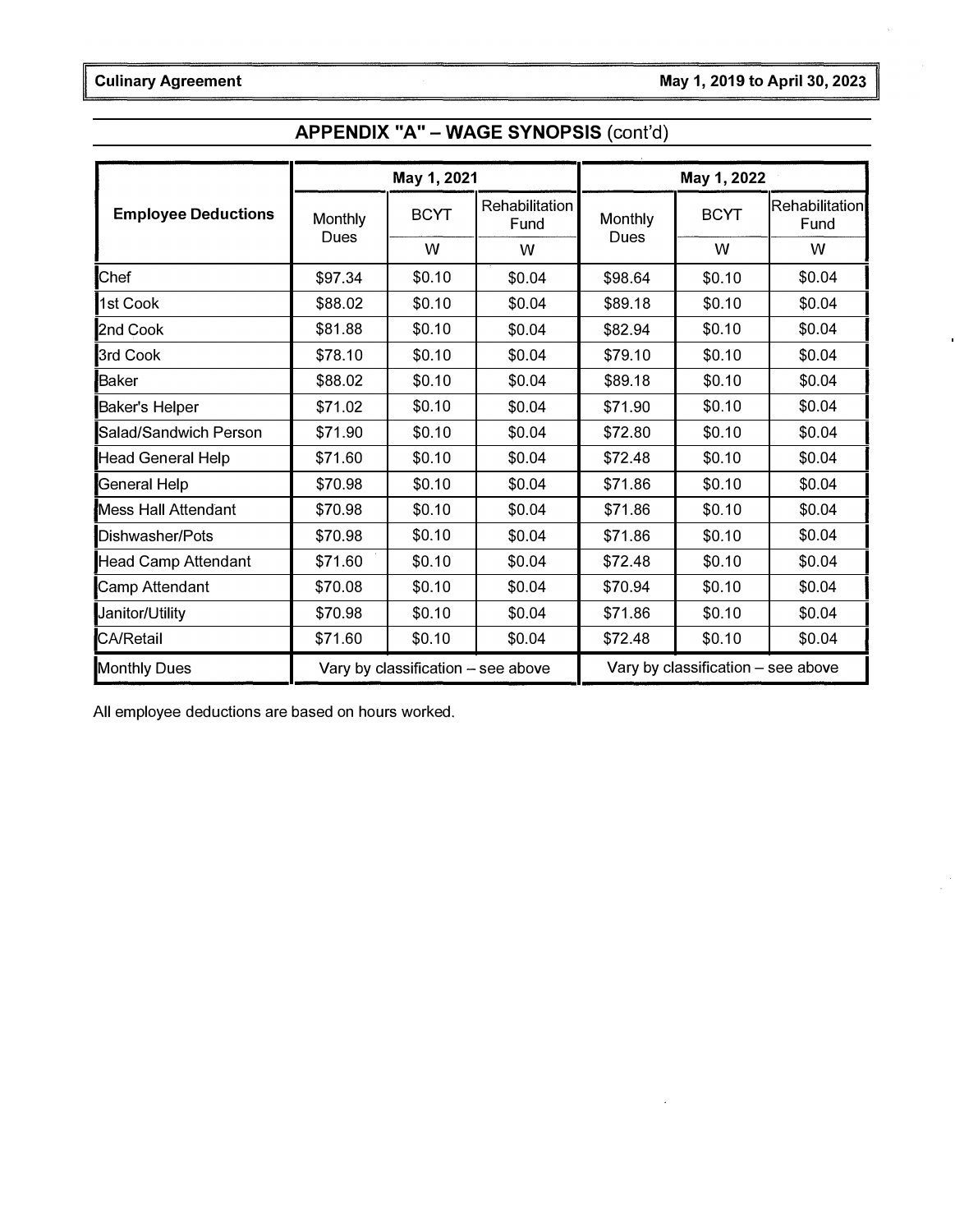## APPENDIX "A" – WAGE SYNOPSIS (cont'd)

| Employee Deductions | May 1, 2021 | | | May 1, 2022 | | |
|---|---|---|---|---|---|---|
| | Monthly Dues | BCYT | Rehabilitation Fund | Monthly Dues | BCYT | Rehabilitation Fund |
| | | W | W | | W | W |
| Chef | $97.34 | $0.10 | $0.04 | $98.64 | $0.10 | $0.04 |
| 1st Cook | $88.02 | $0.10 | $0.04 | $89.18 | $0.10 | $0.04 |
| 2nd Cook | $81.88 | $0.10 | $0.04 | $82.94 | $0.10 | $0.04 |
| 3rd Cook | $78.10 | $0.10 | $0.04 | $79.10 | $0.10 | $0.04 |
| Baker | $88.02 | $0.10 | $0.04 | $89.18 | $0.10 | $0.04 |
| Baker's Helper | $71.02 | $0.10 | $0.04 | $71.90 | $0.10 | $0.04 |
| Salad/Sandwich Person | $71.90 | $0.10 | $0.04 | $72.80 | $0.10 | $0.04 |
| Head General Help | $71.60 | $0.10 | $0.04 | $72.48 | $0.10 | $0.04 |
| General Help | $70.98 | $0.10 | $0.04 | $71.86 | $0.10 | $0.04 |
| Mess Hall Attendant | $70.98 | $0.10 | $0.04 | $71.86 | $0.10 | $0.04 |
| Dishwasher/Pots | $70.98 | $0.10 | $0.04 | $71.86 | $0.10 | $0.04 |
| Head Camp Attendant | $71.60 | $0.10 | $0.04 | $72.48 | $0.10 | $0.04 |
| Camp Attendant | $70.08 | $0.10 | $0.04 | $70.94 | $0.10 | $0.04 |
| Janitor/Utility | $70.98 | $0.10 | $0.04 | $71.86 | $0.10 | $0.04 |
| CA/Retail | $71.60 | $0.10 | $0.04 | $72.48 | $0.10 | $0.04 |
| Monthly Dues | Vary by classification – see above | | | Vary by classification – see above | | |

All employee deductions are based on hours worked.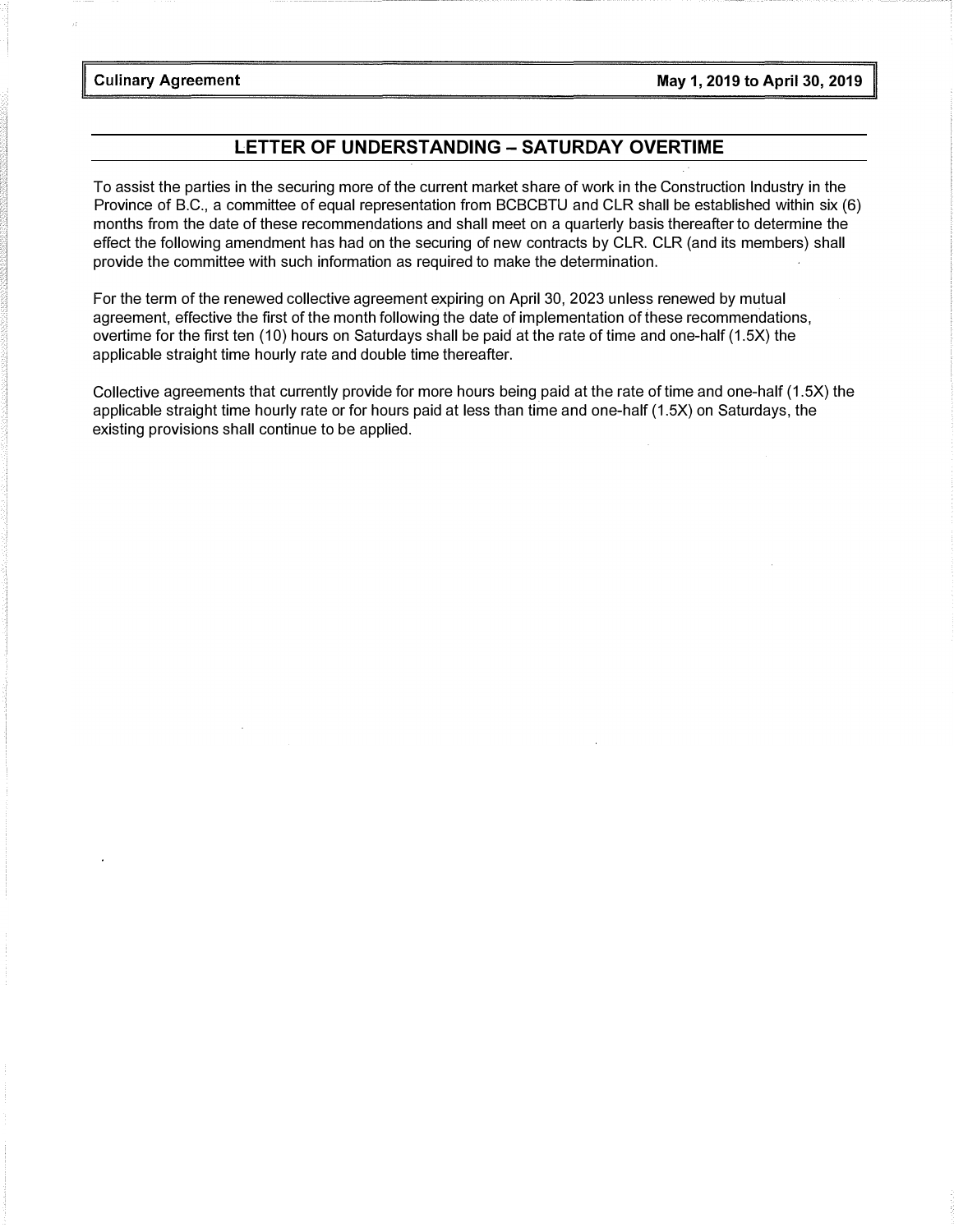## LETTER OF UNDERSTANDING – SATURDAY OVERTIME

To assist the parties in the securing more of the current market share of work in the Construction Industry in the Province of B.C., a committee of equal representation from BCBCBTU and CLR shall be established within six (6) months from the date of these recommendations and shall meet on a quarterly basis thereafter to determine the effect the following amendment has had on the securing of new contracts by CLR. CLR (and its members) shall provide the committee with such information as required to make the determination.

For the term of the renewed collective agreement expiring on April 30, 2023 unless renewed by mutual agreement, effective the first of the month following the date of implementation of these recommendations, overtime for the first ten (10) hours on Saturdays shall be paid at the rate of time and one-half (1.5X) the applicable straight time hourly rate and double time thereafter.

Collective agreements that currently provide for more hours being paid at the rate of time and one-half (1.5X) the applicable straight time hourly rate or for hours paid at less than time and one-half (1.5X) on Saturdays, the existing provisions shall continue to be applied.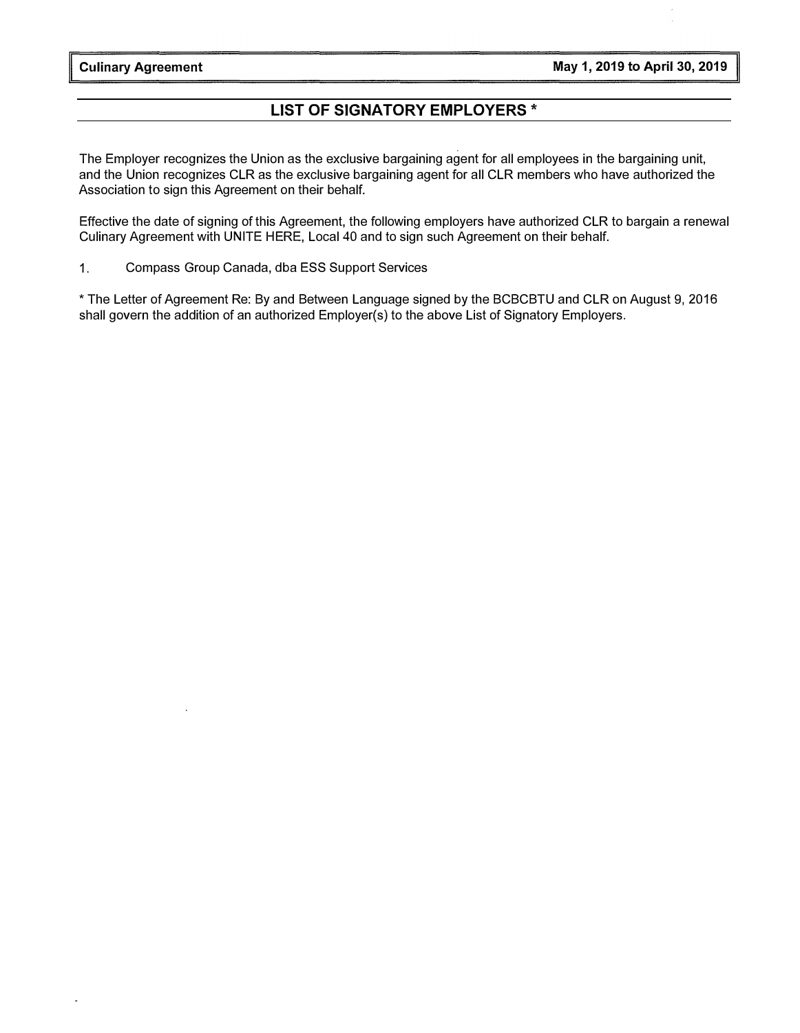## LIST OF SIGNATORY EMPLOYERS *

The Employer recognizes the Union as the exclusive bargaining agent for all employees in the bargaining unit, and the Union recognizes CLR as the exclusive bargaining agent for all CLR members who have authorized the Association to sign this Agreement on their behalf.

Effective the date of signing of this Agreement, the following employers have authorized CLR to bargain a renewal Culinary Agreement with UNITE HERE, Local 40 and to sign such Agreement on their behalf.

1. Compass Group Canada, dba ESS Support Services

* The Letter of Agreement Re: By and Between Language signed by the BCBCBTU and CLR on August 9, 2016 shall govern the addition of an authorized Employer(s) to the above List of Signatory Employers.